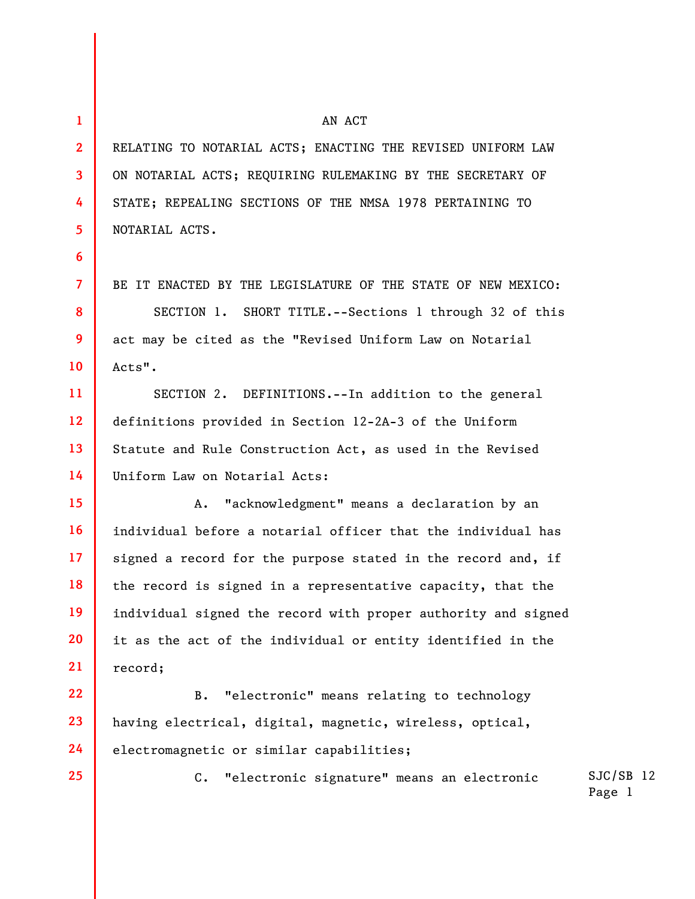AN ACT

RELATING TO NOTARIAL ACTS; ENACTING THE REVISED UNIFORM LAW ON NOTARIAL ACTS; REQUIRING RULEMAKING BY THE SECRETARY OF STATE; REPEALING SECTIONS OF THE NMSA 1978 PERTAINING TO NOTARIAL ACTS.

BE IT ENACTED BY THE LEGISLATURE OF THE STATE OF NEW MEXICO:

SECTION 1. SHORT TITLE.--Sections 1 through 32 of this act may be cited as the "Revised Uniform Law on Notarial Acts".

SECTION 2. DEFINITIONS.--In addition to the general definitions provided in Section 12-2A-3 of the Uniform Statute and Rule Construction Act, as used in the Revised Uniform Law on Notarial Acts:

A. "acknowledgment" means a declaration by an individual before a notarial officer that the individual has signed a record for the purpose stated in the record and, if the record is signed in a representative capacity, that the individual signed the record with proper authority and signed it as the act of the individual or entity identified in the record;

B. "electronic" means relating to technology having electrical, digital, magnetic, wireless, optical, electromagnetic or similar capabilities;

C. "electronic signature" means an electronic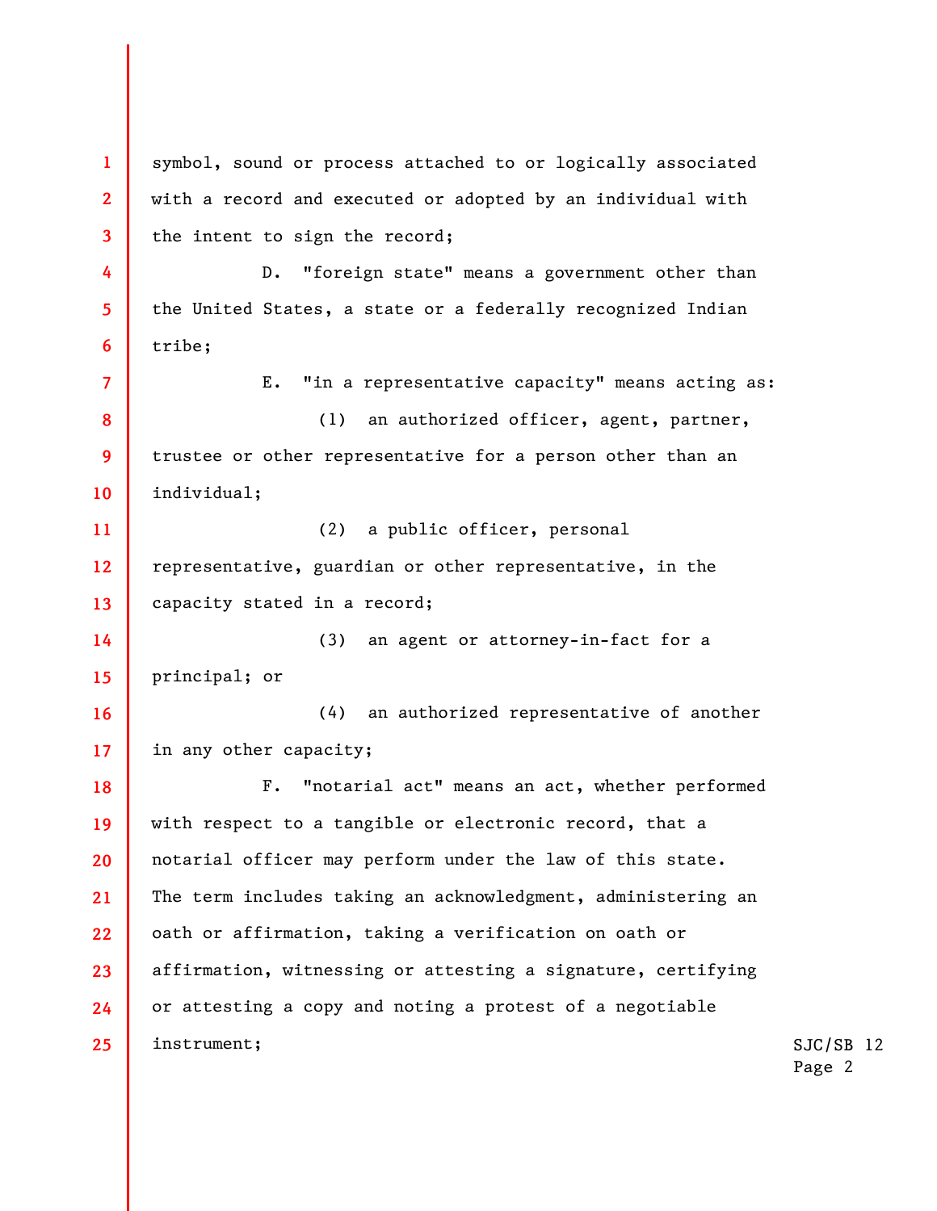symbol, sound or process attached to or logically associated with a record and executed or adopted by an individual with the intent to sign the record;

D. "foreign state" means a government other than the United States, a state or a federally recognized Indian tribe;

E. "in a representative capacity" means acting as:

(1) an authorized officer, agent, partner, trustee or other representative for a person other than an individual;

(2) a public officer, personal representative, guardian or other representative, in the capacity stated in a record;

(3) an agent or attorney-in-fact for a principal; or

(4) an authorized representative of another in any other capacity;

F. "notarial act" means an act, whether performed with respect to a tangible or electronic record, that a notarial officer may perform under the law of this state. The term includes taking an acknowledgment, administering an oath or affirmation, taking a verification on oath or affirmation, witnessing or attesting a signature, certifying or attesting a copy and noting a protest of a negotiable instrument;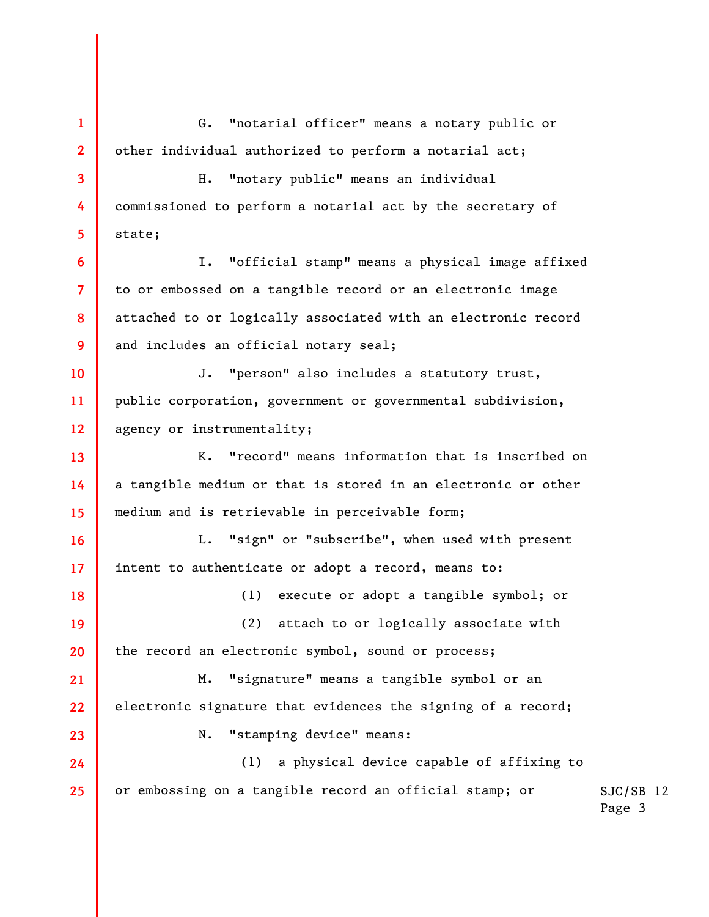G. "notarial officer" means a notary public or other individual authorized to perform a notarial act;

H. "notary public" means an individual commissioned to perform a notarial act by the secretary of state;

I. "official stamp" means a physical image affixed to or embossed on a tangible record or an electronic image attached to or logically associated with an electronic record and includes an official notary seal;

J. "person" also includes a statutory trust, public corporation, government or governmental subdivision, agency or instrumentality;

K. "record" means information that is inscribed on a tangible medium or that is stored in an electronic or other medium and is retrievable in perceivable form;

L. "sign" or "subscribe", when used with present intent to authenticate or adopt a record, means to:

(1) execute or adopt a tangible symbol; or

(2) attach to or logically associate with the record an electronic symbol, sound or process;

M. "signature" means a tangible symbol or an electronic signature that evidences the signing of a record;

N. "stamping device" means:

(1) a physical device capable of affixing to or embossing on a tangible record an official stamp; or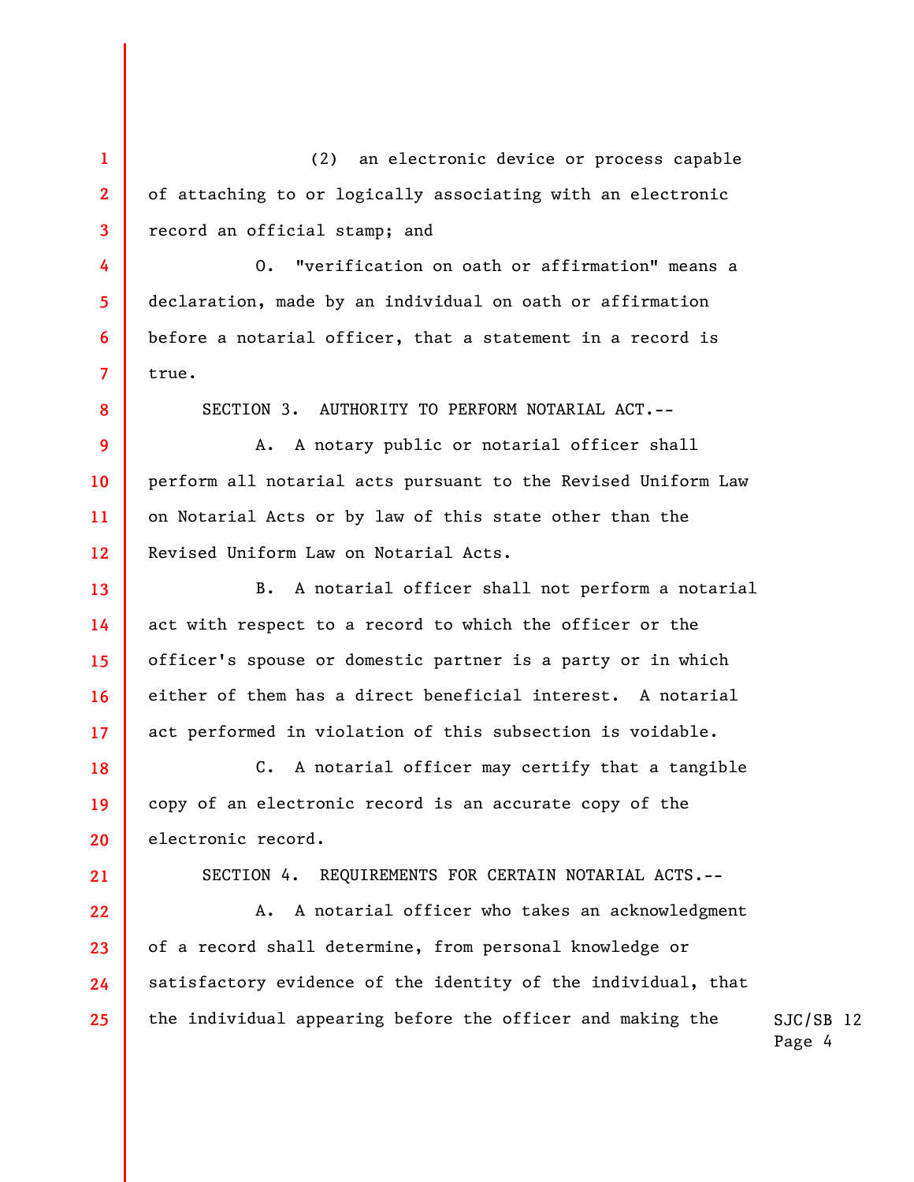(2) an electronic device or process capable of attaching to or logically associating with an electronic record an official stamp; and

O. "verification on oath or affirmation" means a declaration, made by an individual on oath or affirmation before a notarial officer, that a statement in a record is true.

SECTION 3. AUTHORITY TO PERFORM NOTARIAL ACT.--

A. A notary public or notarial officer shall perform all notarial acts pursuant to the Revised Uniform Law on Notarial Acts or by law of this state other than the Revised Uniform Law on Notarial Acts.

B. A notarial officer shall not perform a notarial act with respect to a record to which the officer or the officer's spouse or domestic partner is a party or in which either of them has a direct beneficial interest. A notarial act performed in violation of this subsection is voidable.

C. A notarial officer may certify that a tangible copy of an electronic record is an accurate copy of the electronic record.

SECTION 4. REQUIREMENTS FOR CERTAIN NOTARIAL ACTS.--

A. A notarial officer who takes an acknowledgment of a record shall determine, from personal knowledge or satisfactory evidence of the identity of the individual, that the individual appearing before the officer and making the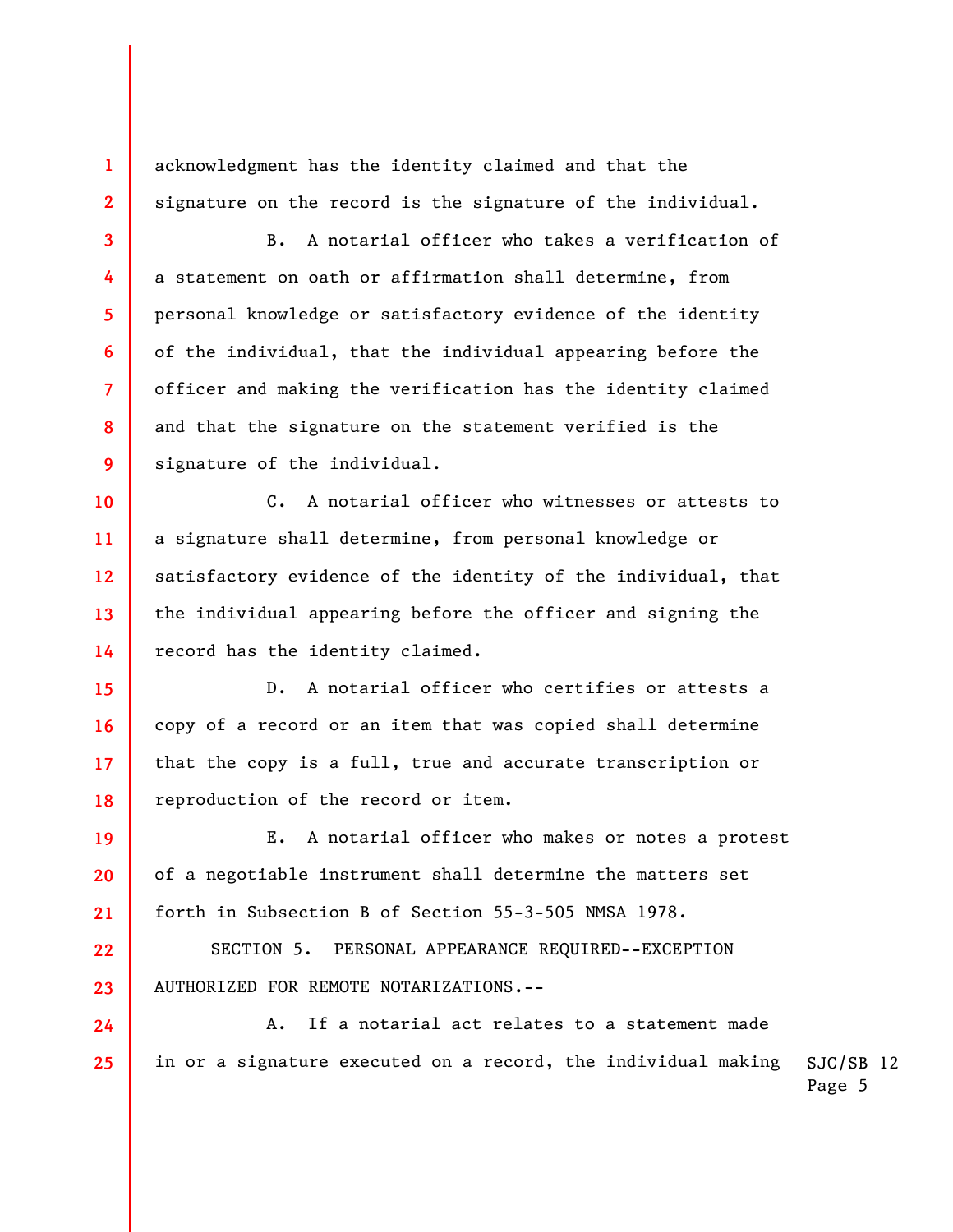acknowledgment has the identity claimed and that the signature on the record is the signature of the individual.

B. A notarial officer who takes a verification of a statement on oath or affirmation shall determine, from personal knowledge or satisfactory evidence of the identity of the individual, that the individual appearing before the officer and making the verification has the identity claimed and that the signature on the statement verified is the signature of the individual.

C. A notarial officer who witnesses or attests to a signature shall determine, from personal knowledge or satisfactory evidence of the identity of the individual, that the individual appearing before the officer and signing the record has the identity claimed.

D. A notarial officer who certifies or attests a copy of a record or an item that was copied shall determine that the copy is a full, true and accurate transcription or reproduction of the record or item.

E. A notarial officer who makes or notes a protest of a negotiable instrument shall determine the matters set forth in Subsection B of Section 55-3-505 NMSA 1978.

SECTION 5. PERSONAL APPEARANCE REQUIRED--EXCEPTION AUTHORIZED FOR REMOTE NOTARIZATIONS.--

A. If a notarial act relates to a statement made in or a signature executed on a record, the individual making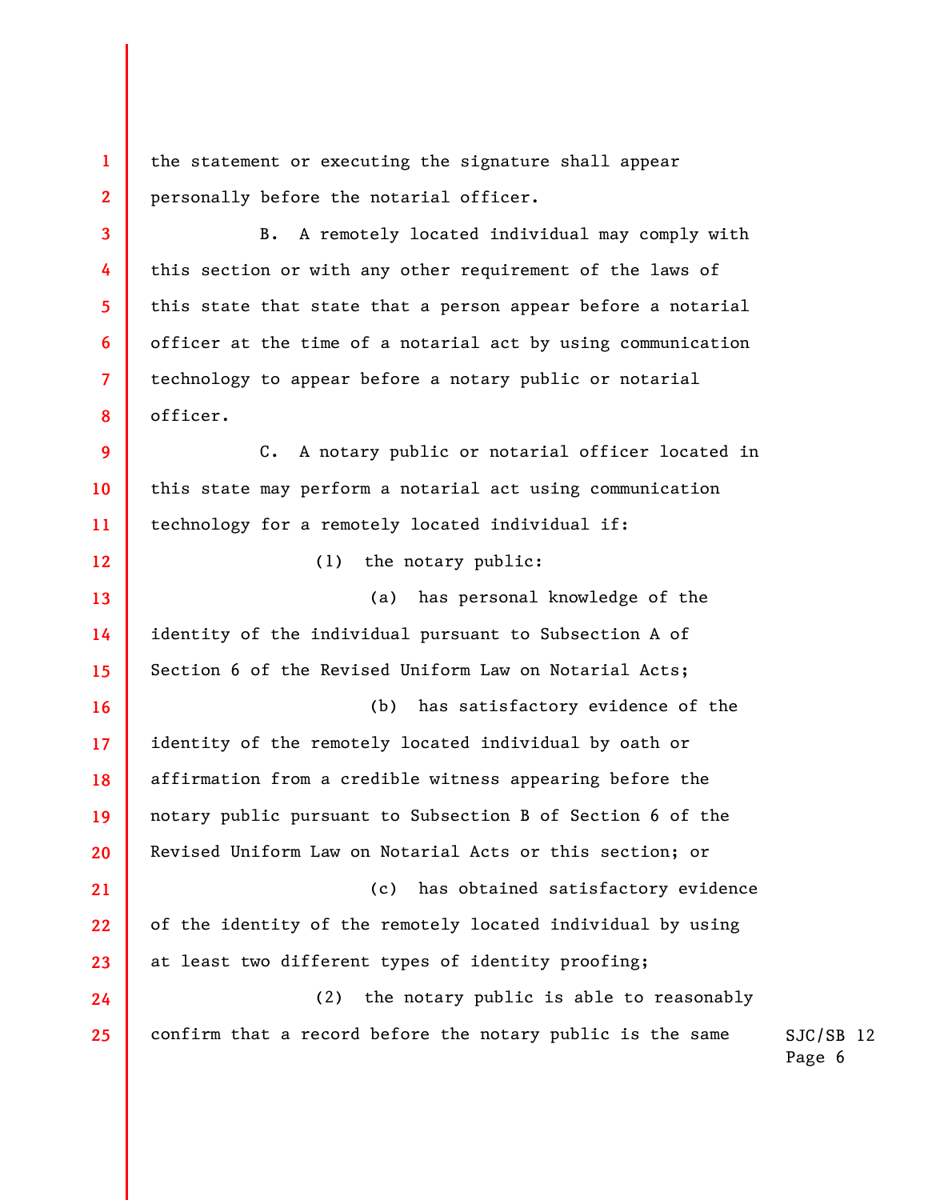the statement or executing the signature shall appear personally before the notarial officer.

B. A remotely located individual may comply with this section or with any other requirement of the laws of this state that state that a person appear before a notarial officer at the time of a notarial act by using communication technology to appear before a notary public or notarial officer.

C. A notary public or notarial officer located in this state may perform a notarial act using communication technology for a remotely located individual if:

(1) the notary public:

(a) has personal knowledge of the identity of the individual pursuant to Subsection A of Section 6 of the Revised Uniform Law on Notarial Acts;

(b) has satisfactory evidence of the identity of the remotely located individual by oath or affirmation from a credible witness appearing before the notary public pursuant to Subsection B of Section 6 of the Revised Uniform Law on Notarial Acts or this section; or

(c) has obtained satisfactory evidence of the identity of the remotely located individual by using at least two different types of identity proofing;

(2) the notary public is able to reasonably confirm that a record before the notary public is the same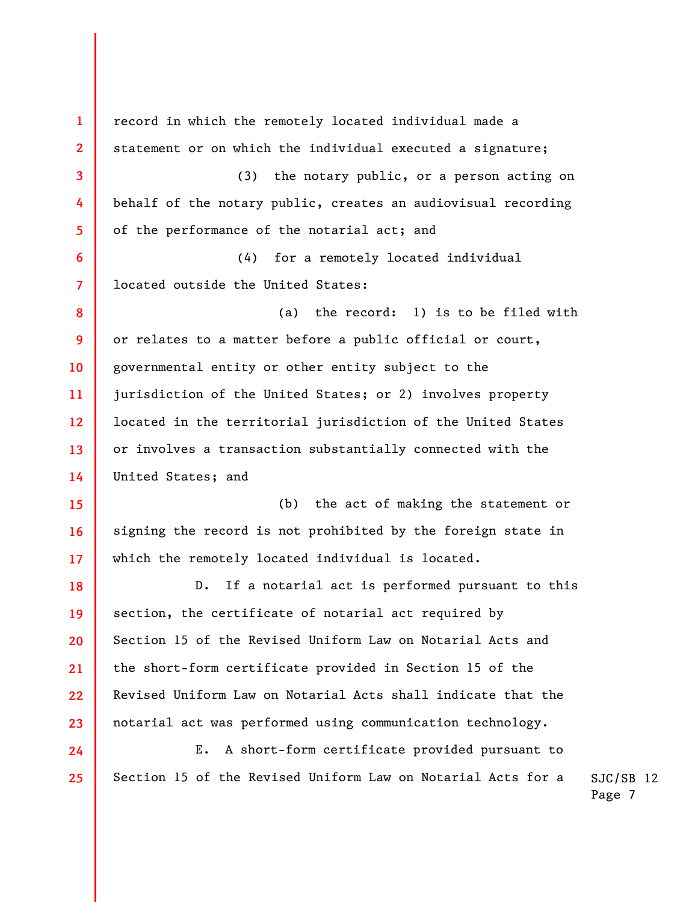record in which the remotely located individual made a statement or on which the individual executed a signature;

(3) the notary public, or a person acting on behalf of the notary public, creates an audiovisual recording of the performance of the notarial act; and

(4) for a remotely located individual located outside the United States:

(a) the record: 1) is to be filed with or relates to a matter before a public official or court, governmental entity or other entity subject to the jurisdiction of the United States; or 2) involves property located in the territorial jurisdiction of the United States or involves a transaction substantially connected with the United States; and

(b) the act of making the statement or signing the record is not prohibited by the foreign state in which the remotely located individual is located.

D. If a notarial act is performed pursuant to this section, the certificate of notarial act required by Section 15 of the Revised Uniform Law on Notarial Acts and the short-form certificate provided in Section 15 of the Revised Uniform Law on Notarial Acts shall indicate that the notarial act was performed using communication technology.

E. A short-form certificate provided pursuant to Section 15 of the Revised Uniform Law on Notarial Acts for a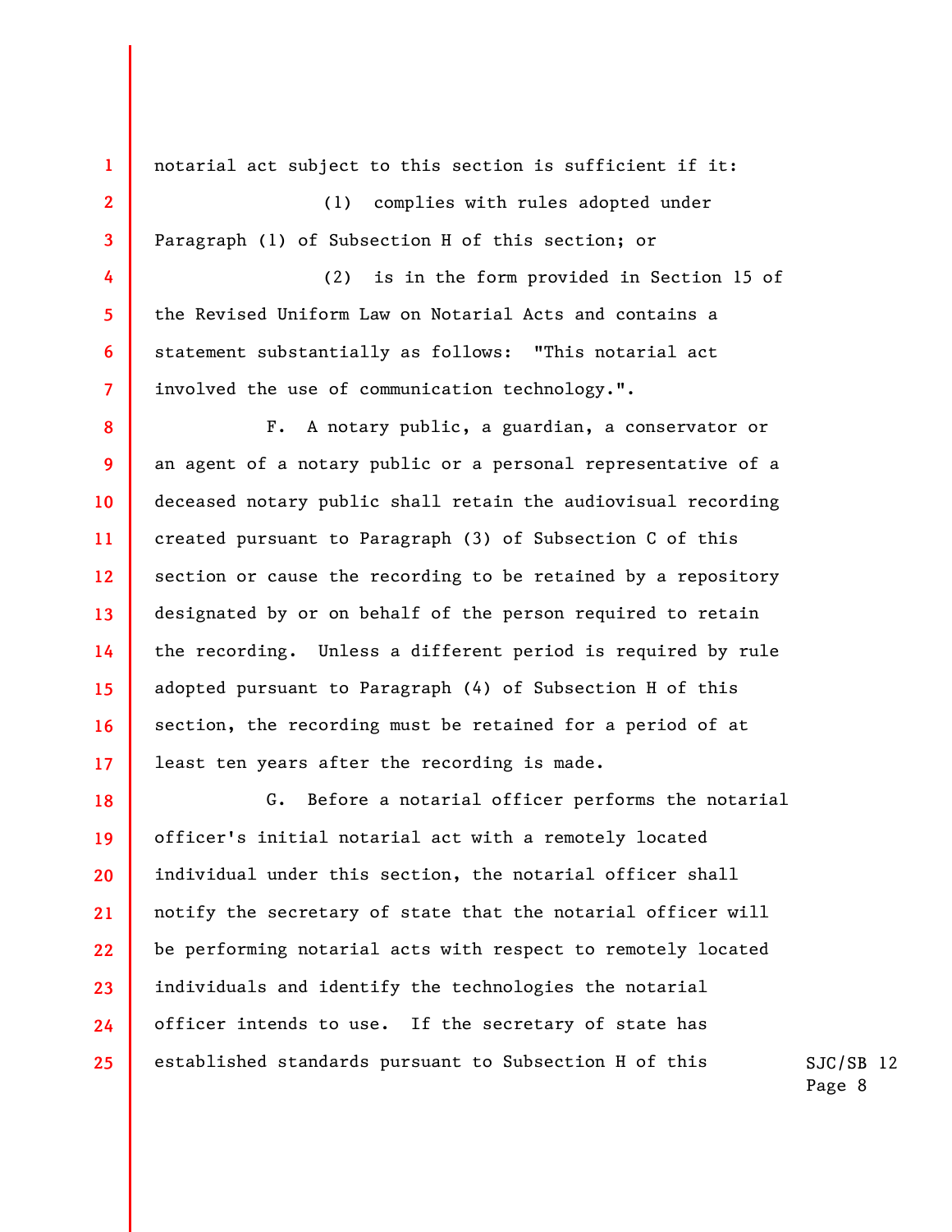notarial act subject to this section is sufficient if it:

(1) complies with rules adopted under Paragraph (1) of Subsection H of this section; or

(2) is in the form provided in Section 15 of the Revised Uniform Law on Notarial Acts and contains a statement substantially as follows: "This notarial act involved the use of communication technology.".

F. A notary public, a guardian, a conservator or an agent of a notary public or a personal representative of a deceased notary public shall retain the audiovisual recording created pursuant to Paragraph (3) of Subsection C of this section or cause the recording to be retained by a repository designated by or on behalf of the person required to retain the recording. Unless a different period is required by rule adopted pursuant to Paragraph (4) of Subsection H of this section, the recording must be retained for a period of at least ten years after the recording is made.

G. Before a notarial officer performs the notarial officer's initial notarial act with a remotely located individual under this section, the notarial officer shall notify the secretary of state that the notarial officer will be performing notarial acts with respect to remotely located individuals and identify the technologies the notarial officer intends to use. If the secretary of state has established standards pursuant to Subsection H of this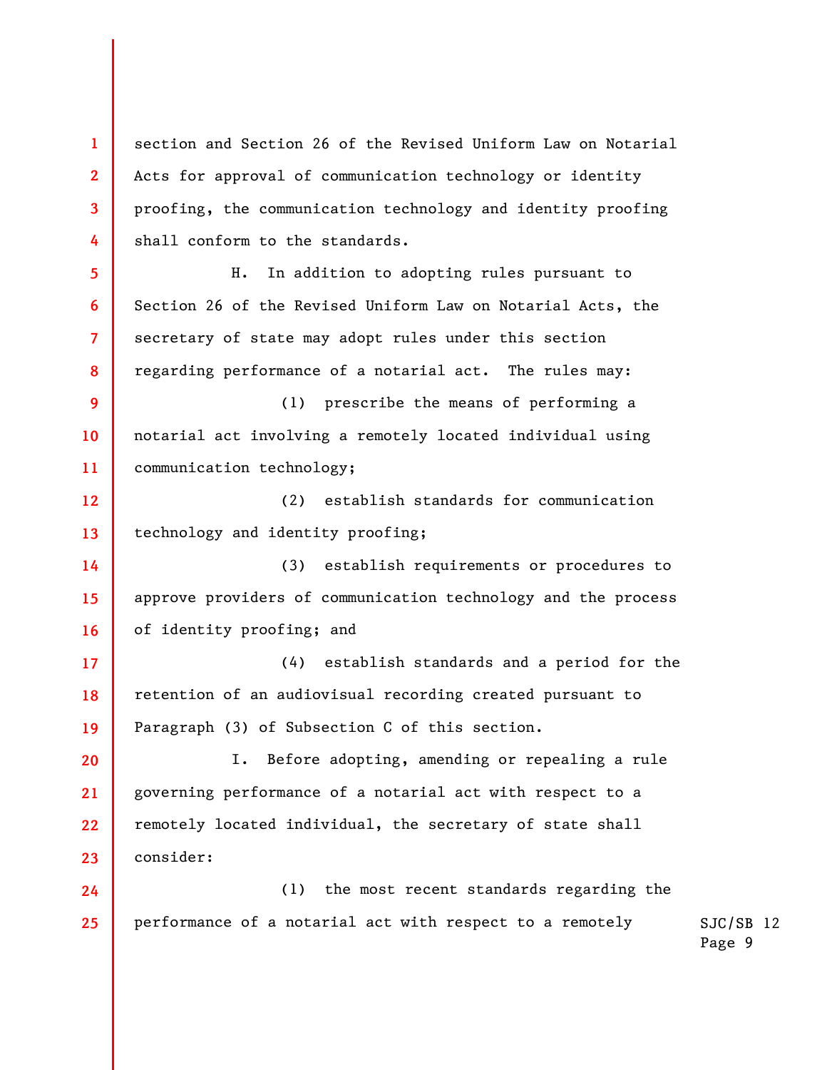section and Section 26 of the Revised Uniform Law on Notarial Acts for approval of communication technology or identity proofing, the communication technology and identity proofing shall conform to the standards.

H. In addition to adopting rules pursuant to Section 26 of the Revised Uniform Law on Notarial Acts, the secretary of state may adopt rules under this section regarding performance of a notarial act. The rules may:

(1) prescribe the means of performing a notarial act involving a remotely located individual using communication technology;

(2) establish standards for communication technology and identity proofing;

(3) establish requirements or procedures to approve providers of communication technology and the process of identity proofing; and

(4) establish standards and a period for the retention of an audiovisual recording created pursuant to Paragraph (3) of Subsection C of this section.

I. Before adopting, amending or repealing a rule governing performance of a notarial act with respect to a remotely located individual, the secretary of state shall consider:

(1) the most recent standards regarding the performance of a notarial act with respect to a remotely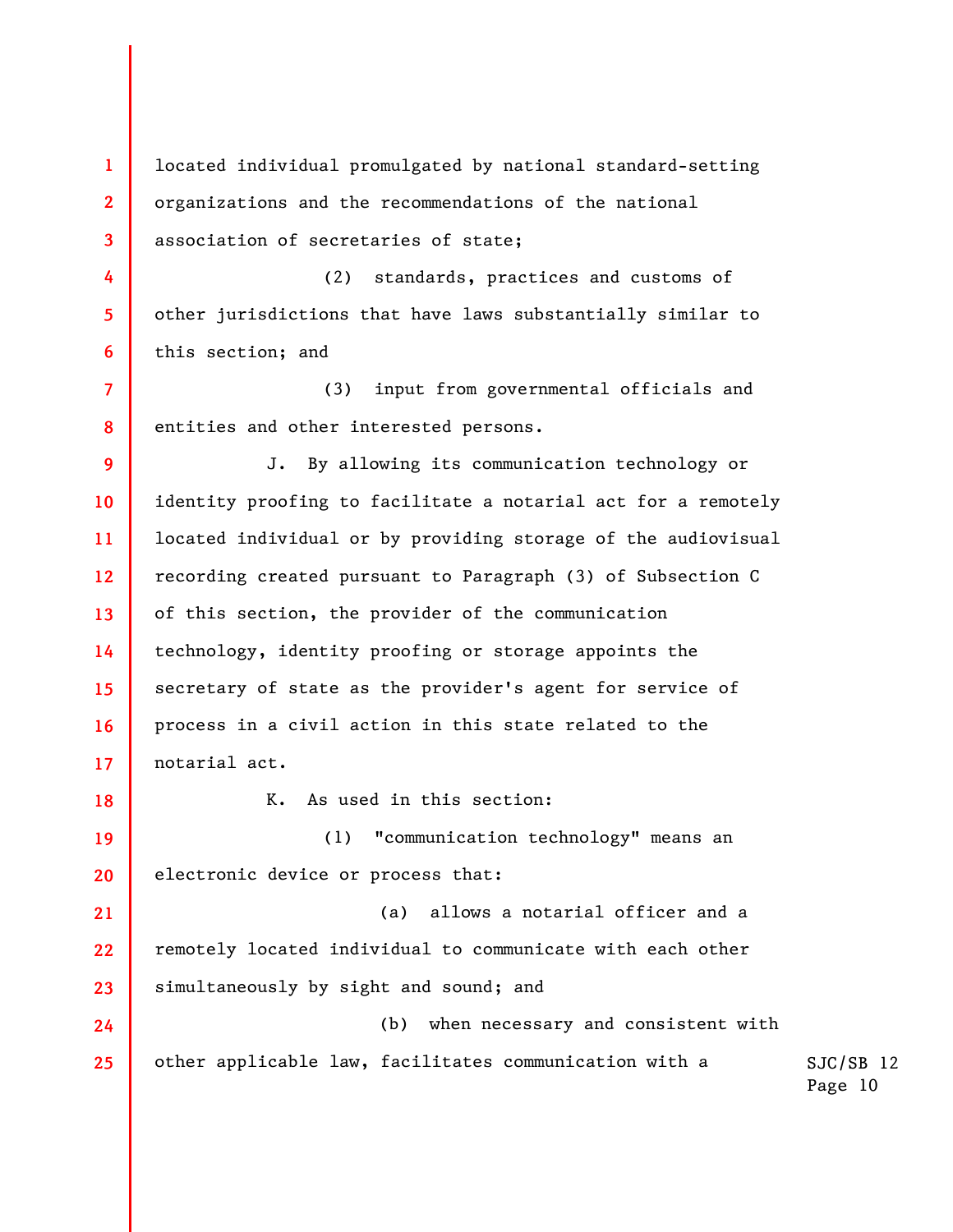located individual promulgated by national standard-setting organizations and the recommendations of the national association of secretaries of state;

(2) standards, practices and customs of other jurisdictions that have laws substantially similar to this section; and

(3) input from governmental officials and entities and other interested persons.

J. By allowing its communication technology or identity proofing to facilitate a notarial act for a remotely located individual or by providing storage of the audiovisual recording created pursuant to Paragraph (3) of Subsection C of this section, the provider of the communication technology, identity proofing or storage appoints the secretary of state as the provider's agent for service of process in a civil action in this state related to the notarial act.

K. As used in this section:

(1) "communication technology" means an electronic device or process that:

(a) allows a notarial officer and a remotely located individual to communicate with each other simultaneously by sight and sound; and

(b) when necessary and consistent with other applicable law, facilitates communication with a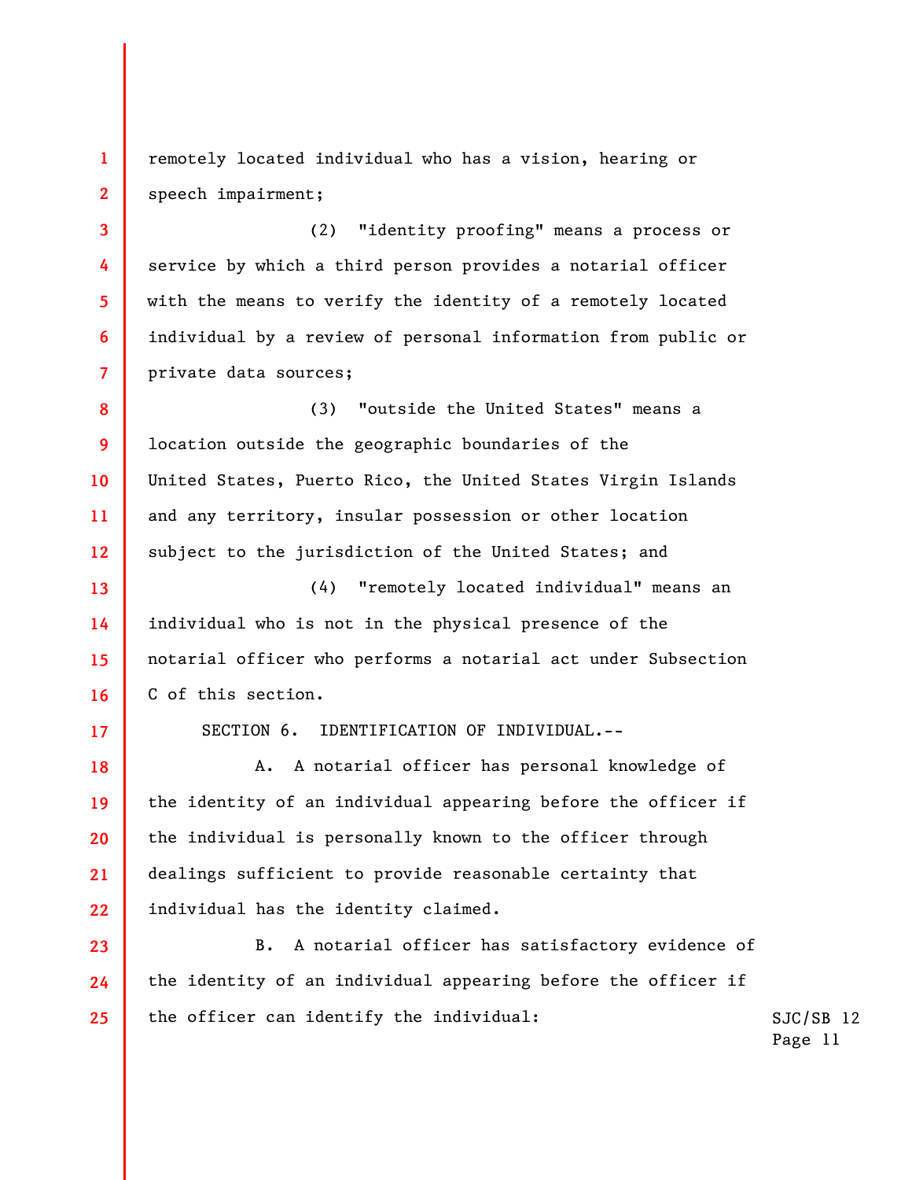remotely located individual who has a vision, hearing or speech impairment;

(2) "identity proofing" means a process or service by which a third person provides a notarial officer with the means to verify the identity of a remotely located individual by a review of personal information from public or private data sources;

(3) "outside the United States" means a location outside the geographic boundaries of the United States, Puerto Rico, the United States Virgin Islands and any territory, insular possession or other location subject to the jurisdiction of the United States; and

(4) "remotely located individual" means an individual who is not in the physical presence of the notarial officer who performs a notarial act under Subsection C of this section.

SECTION 6. IDENTIFICATION OF INDIVIDUAL.--

A. A notarial officer has personal knowledge of the identity of an individual appearing before the officer if the individual is personally known to the officer through dealings sufficient to provide reasonable certainty that individual has the identity claimed.

B. A notarial officer has satisfactory evidence of the identity of an individual appearing before the officer if the officer can identify the individual: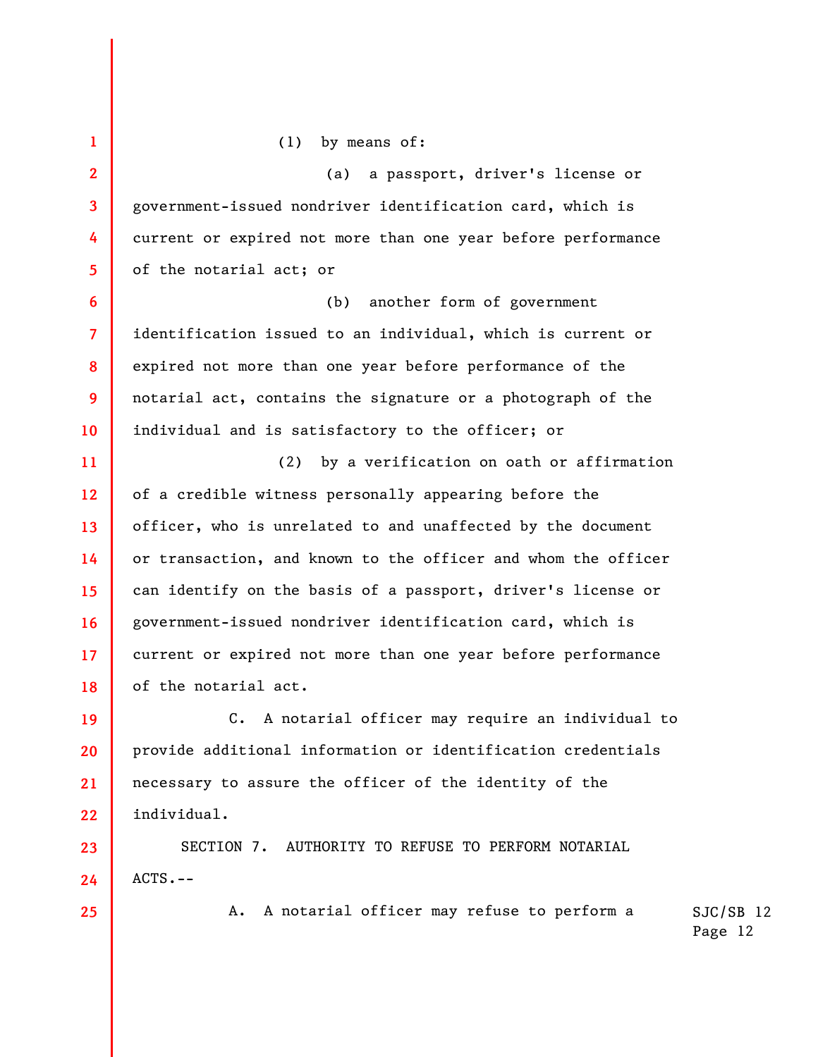(1) by means of:

(a) a passport, driver's license or government-issued nondriver identification card, which is current or expired not more than one year before performance of the notarial act; or

(b) another form of government identification issued to an individual, which is current or expired not more than one year before performance of the notarial act, contains the signature or a photograph of the individual and is satisfactory to the officer; or

(2) by a verification on oath or affirmation of a credible witness personally appearing before the officer, who is unrelated to and unaffected by the document or transaction, and known to the officer and whom the officer can identify on the basis of a passport, driver's license or government-issued nondriver identification card, which is current or expired not more than one year before performance of the notarial act.

C. A notarial officer may require an individual to provide additional information or identification credentials necessary to assure the officer of the identity of the individual.

SECTION 7. AUTHORITY TO REFUSE TO PERFORM NOTARIAL ACTS.--

A. A notarial officer may refuse to perform a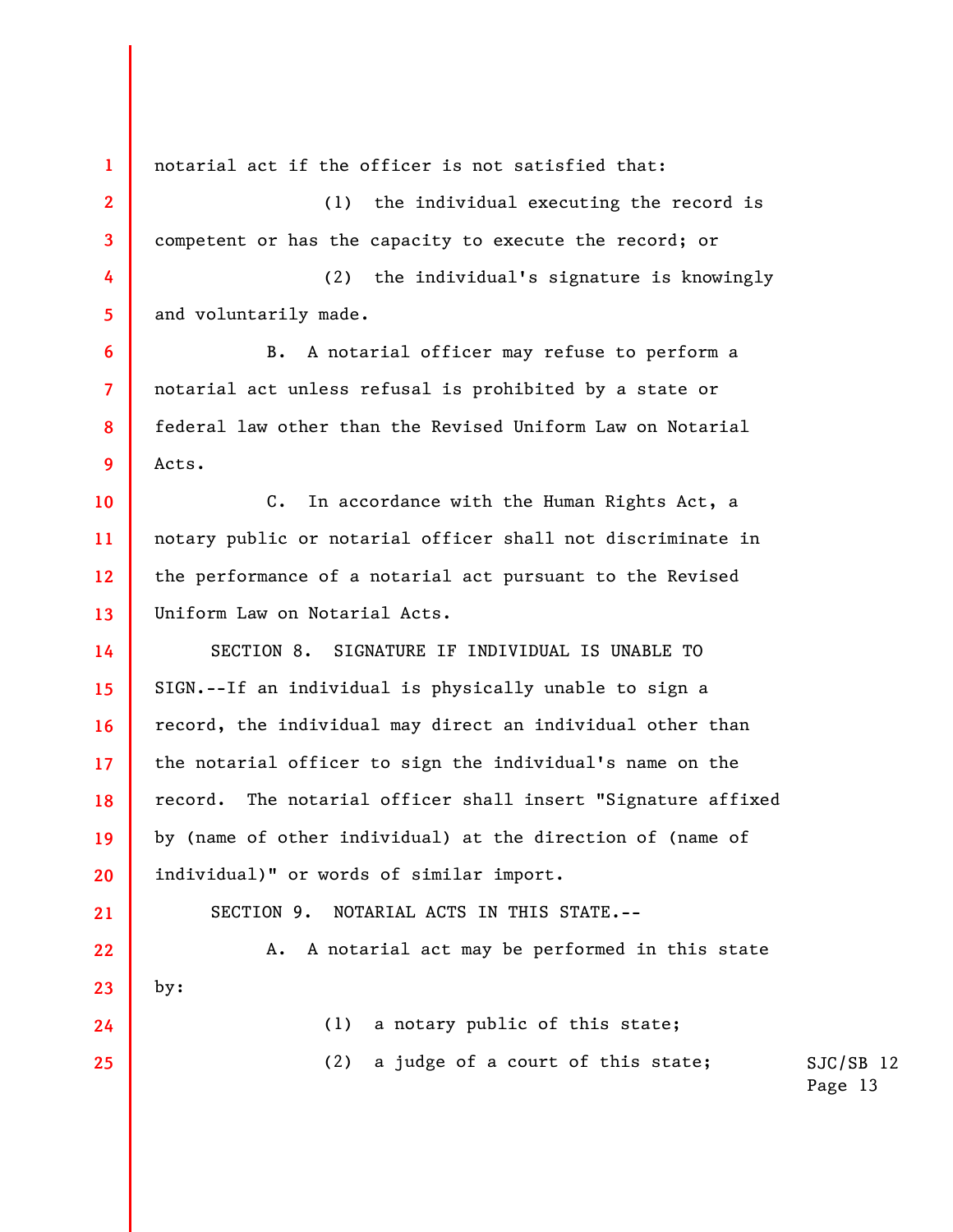notarial act if the officer is not satisfied that:

(1) the individual executing the record is competent or has the capacity to execute the record; or

(2) the individual's signature is knowingly and voluntarily made.

B. A notarial officer may refuse to perform a notarial act unless refusal is prohibited by a state or federal law other than the Revised Uniform Law on Notarial Acts.

C. In accordance with the Human Rights Act, a notary public or notarial officer shall not discriminate in the performance of a notarial act pursuant to the Revised Uniform Law on Notarial Acts.

SECTION 8. SIGNATURE IF INDIVIDUAL IS UNABLE TO SIGN.--If an individual is physically unable to sign a record, the individual may direct an individual other than the notarial officer to sign the individual's name on the record. The notarial officer shall insert "Signature affixed by (name of other individual) at the direction of (name of individual)" or words of similar import.

SECTION 9. NOTARIAL ACTS IN THIS STATE.--

A. A notarial act may be performed in this state by:

(1) a notary public of this state;

(2) a judge of a court of this state;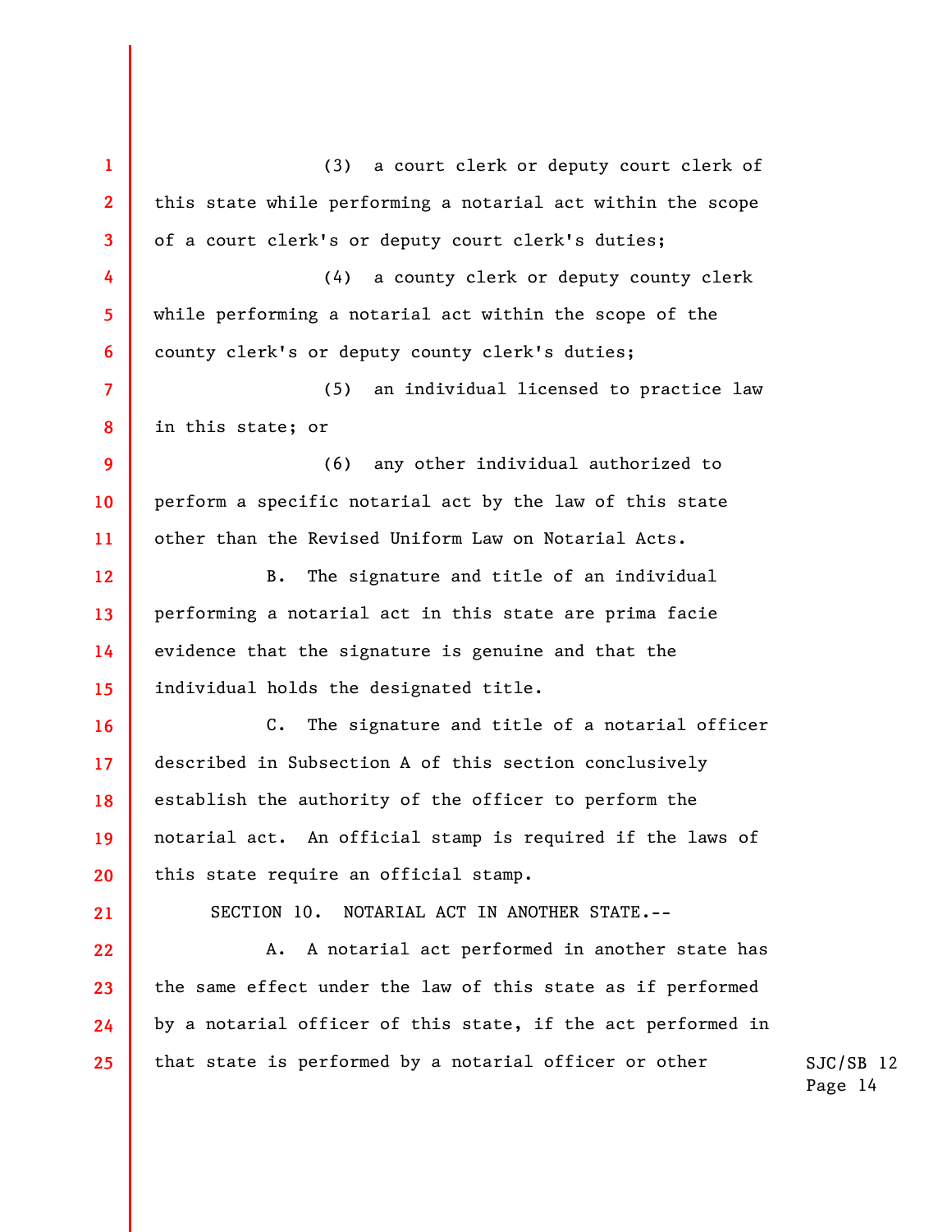(3) a court clerk or deputy court clerk of this state while performing a notarial act within the scope of a court clerk's or deputy court clerk's duties;

(4) a county clerk or deputy county clerk while performing a notarial act within the scope of the county clerk's or deputy county clerk's duties;

(5) an individual licensed to practice law in this state; or

(6) any other individual authorized to perform a specific notarial act by the law of this state other than the Revised Uniform Law on Notarial Acts.

B. The signature and title of an individual performing a notarial act in this state are prima facie evidence that the signature is genuine and that the individual holds the designated title.

C. The signature and title of a notarial officer described in Subsection A of this section conclusively establish the authority of the officer to perform the notarial act. An official stamp is required if the laws of this state require an official stamp.

SECTION 10. NOTARIAL ACT IN ANOTHER STATE.--

A. A notarial act performed in another state has the same effect under the law of this state as if performed by a notarial officer of this state, if the act performed in that state is performed by a notarial officer or other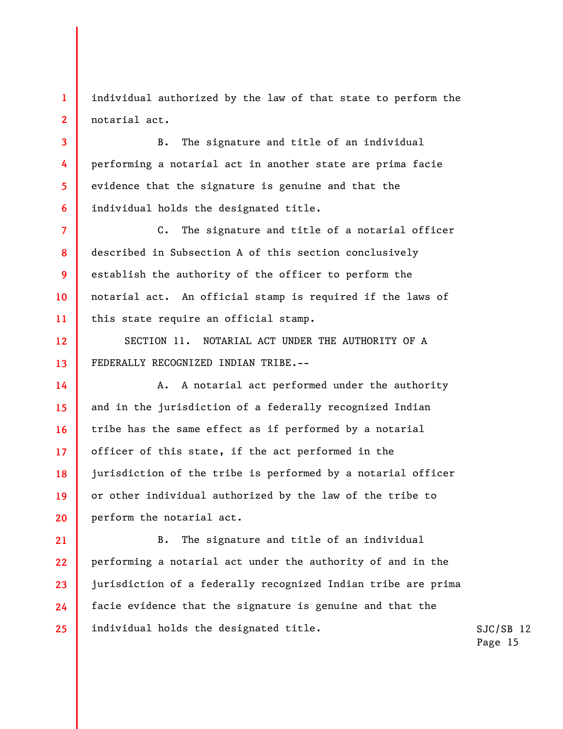individual authorized by the law of that state to perform the notarial act.

B. The signature and title of an individual performing a notarial act in another state are prima facie evidence that the signature is genuine and that the individual holds the designated title.

C. The signature and title of a notarial officer described in Subsection A of this section conclusively establish the authority of the officer to perform the notarial act. An official stamp is required if the laws of this state require an official stamp.

SECTION 11. NOTARIAL ACT UNDER THE AUTHORITY OF A FEDERALLY RECOGNIZED INDIAN TRIBE.--

A. A notarial act performed under the authority and in the jurisdiction of a federally recognized Indian tribe has the same effect as if performed by a notarial officer of this state, if the act performed in the jurisdiction of the tribe is performed by a notarial officer or other individual authorized by the law of the tribe to perform the notarial act.

B. The signature and title of an individual performing a notarial act under the authority of and in the jurisdiction of a federally recognized Indian tribe are prima facie evidence that the signature is genuine and that the individual holds the designated title.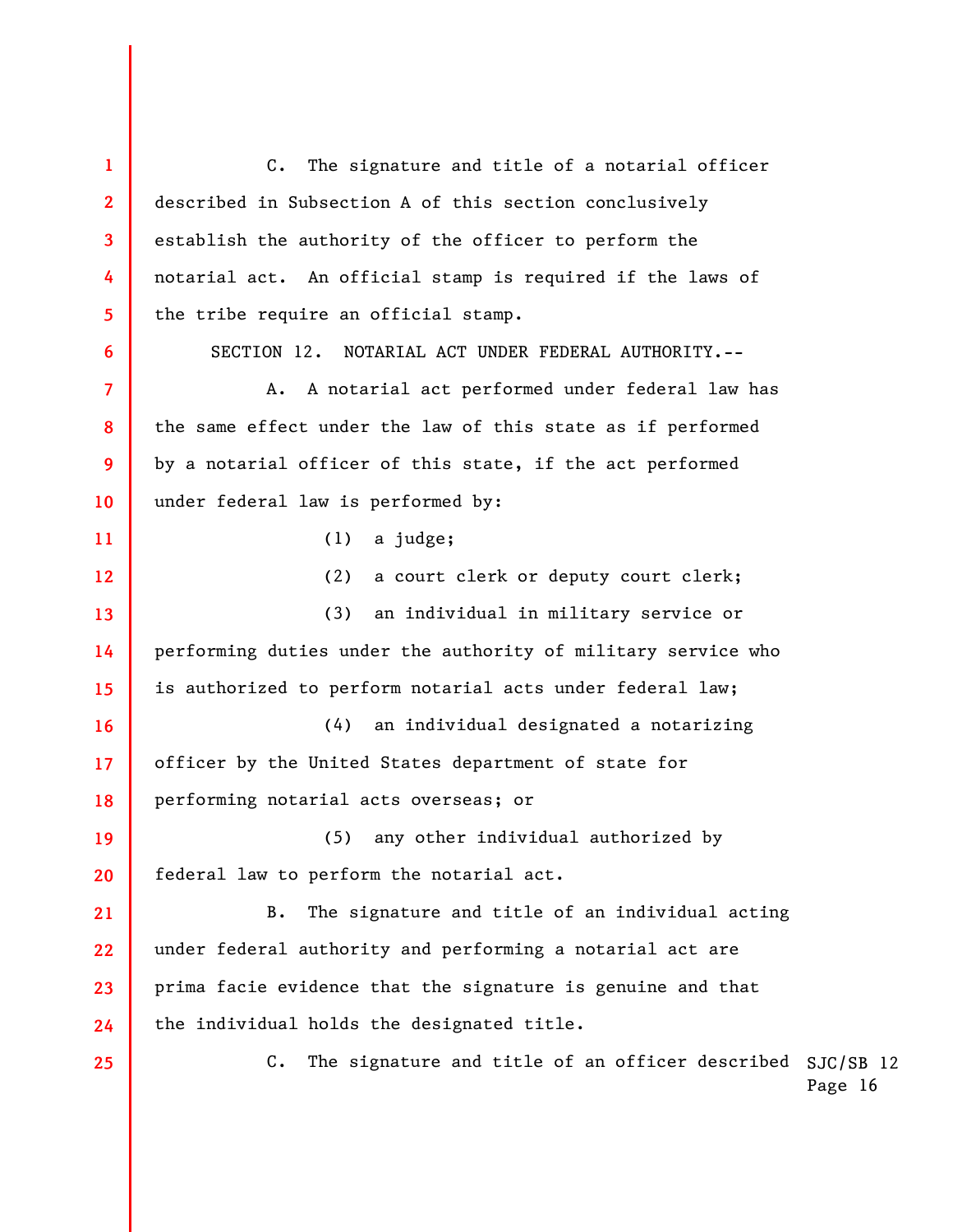C. The signature and title of a notarial officer described in Subsection A of this section conclusively establish the authority of the officer to perform the notarial act. An official stamp is required if the laws of the tribe require an official stamp.

SECTION 12. NOTARIAL ACT UNDER FEDERAL AUTHORITY.--

A. A notarial act performed under federal law has the same effect under the law of this state as if performed by a notarial officer of this state, if the act performed under federal law is performed by:

(1) a judge;

(2) a court clerk or deputy court clerk;

(3) an individual in military service or performing duties under the authority of military service who is authorized to perform notarial acts under federal law;

(4) an individual designated a notarizing officer by the United States department of state for performing notarial acts overseas; or

(5) any other individual authorized by federal law to perform the notarial act.

B. The signature and title of an individual acting under federal authority and performing a notarial act are prima facie evidence that the signature is genuine and that the individual holds the designated title.

C. The signature and title of an officer described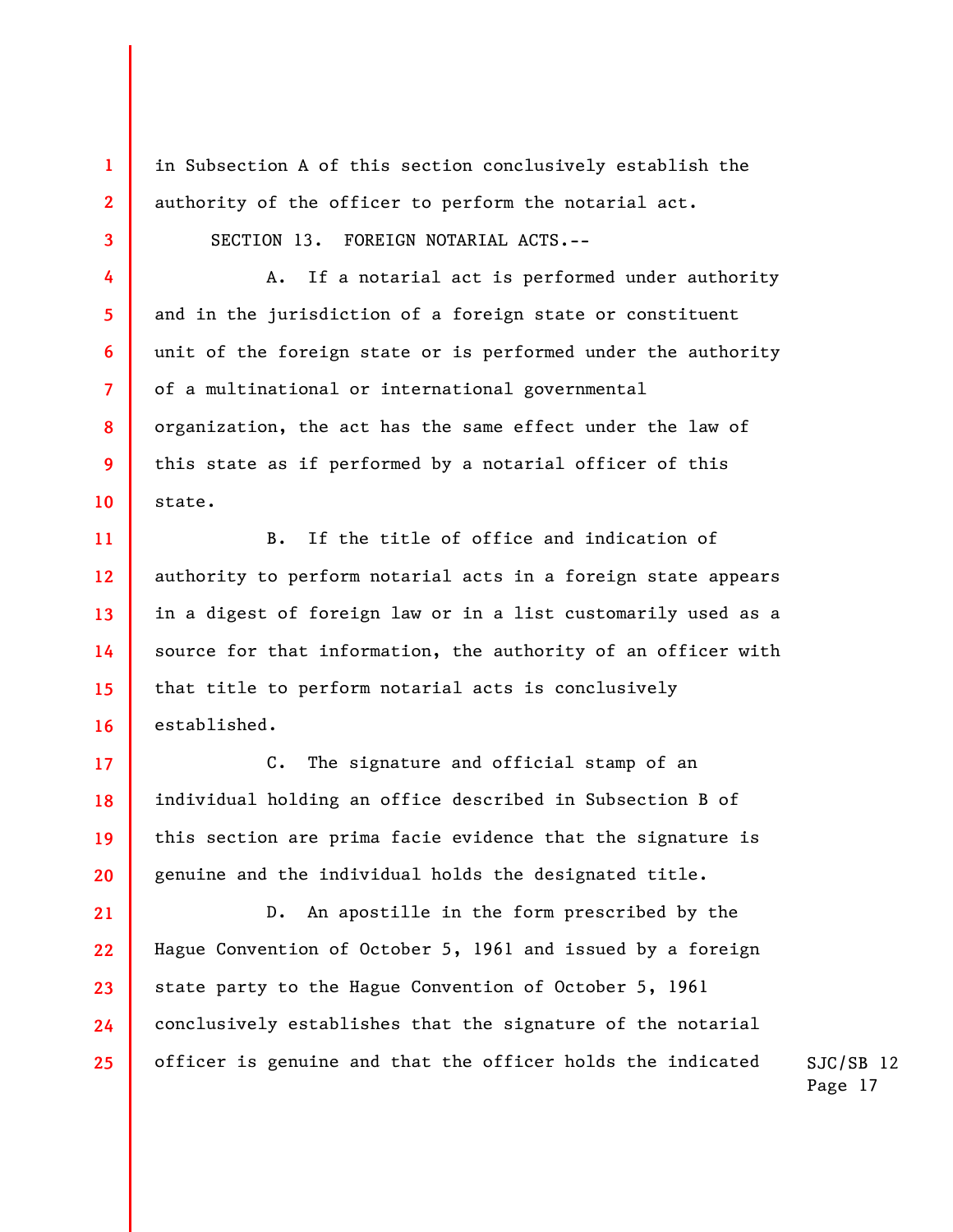in Subsection A of this section conclusively establish the authority of the officer to perform the notarial act.

SECTION 13. FOREIGN NOTARIAL ACTS.--

A. If a notarial act is performed under authority and in the jurisdiction of a foreign state or constituent unit of the foreign state or is performed under the authority of a multinational or international governmental organization, the act has the same effect under the law of this state as if performed by a notarial officer of this state.

B. If the title of office and indication of authority to perform notarial acts in a foreign state appears in a digest of foreign law or in a list customarily used as a source for that information, the authority of an officer with that title to perform notarial acts is conclusively established.

C. The signature and official stamp of an individual holding an office described in Subsection B of this section are prima facie evidence that the signature is genuine and the individual holds the designated title.

D. An apostille in the form prescribed by the Hague Convention of October 5, 1961 and issued by a foreign state party to the Hague Convention of October 5, 1961 conclusively establishes that the signature of the notarial officer is genuine and that the officer holds the indicated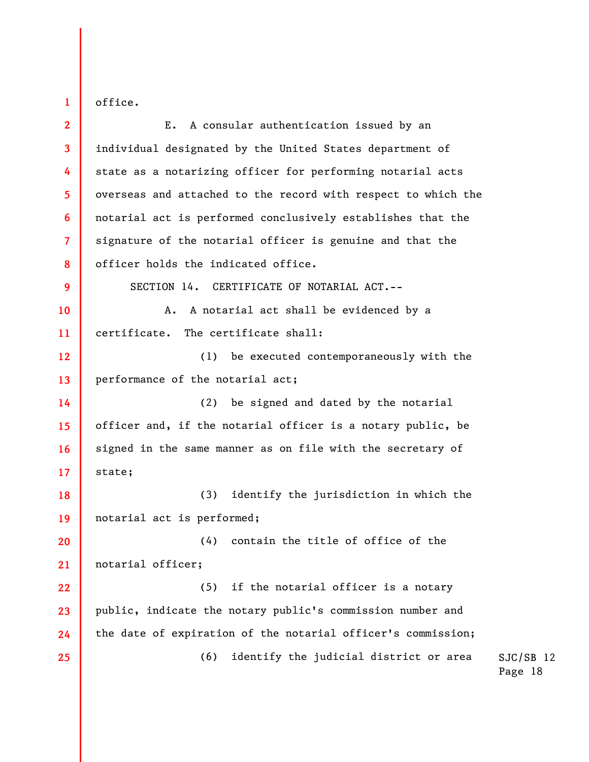office.

E. A consular authentication issued by an individual designated by the United States department of state as a notarizing officer for performing notarial acts overseas and attached to the record with respect to which the notarial act is performed conclusively establishes that the signature of the notarial officer is genuine and that the officer holds the indicated office.

SECTION 14. CERTIFICATE OF NOTARIAL ACT.--

A. A notarial act shall be evidenced by a certificate. The certificate shall:

(1) be executed contemporaneously with the performance of the notarial act;

(2) be signed and dated by the notarial officer and, if the notarial officer is a notary public, be signed in the same manner as on file with the secretary of state;

(3) identify the jurisdiction in which the notarial act is performed;

(4) contain the title of office of the notarial officer;

(5) if the notarial officer is a notary public, indicate the notary public's commission number and the date of expiration of the notarial officer's commission;

(6) identify the judicial district or area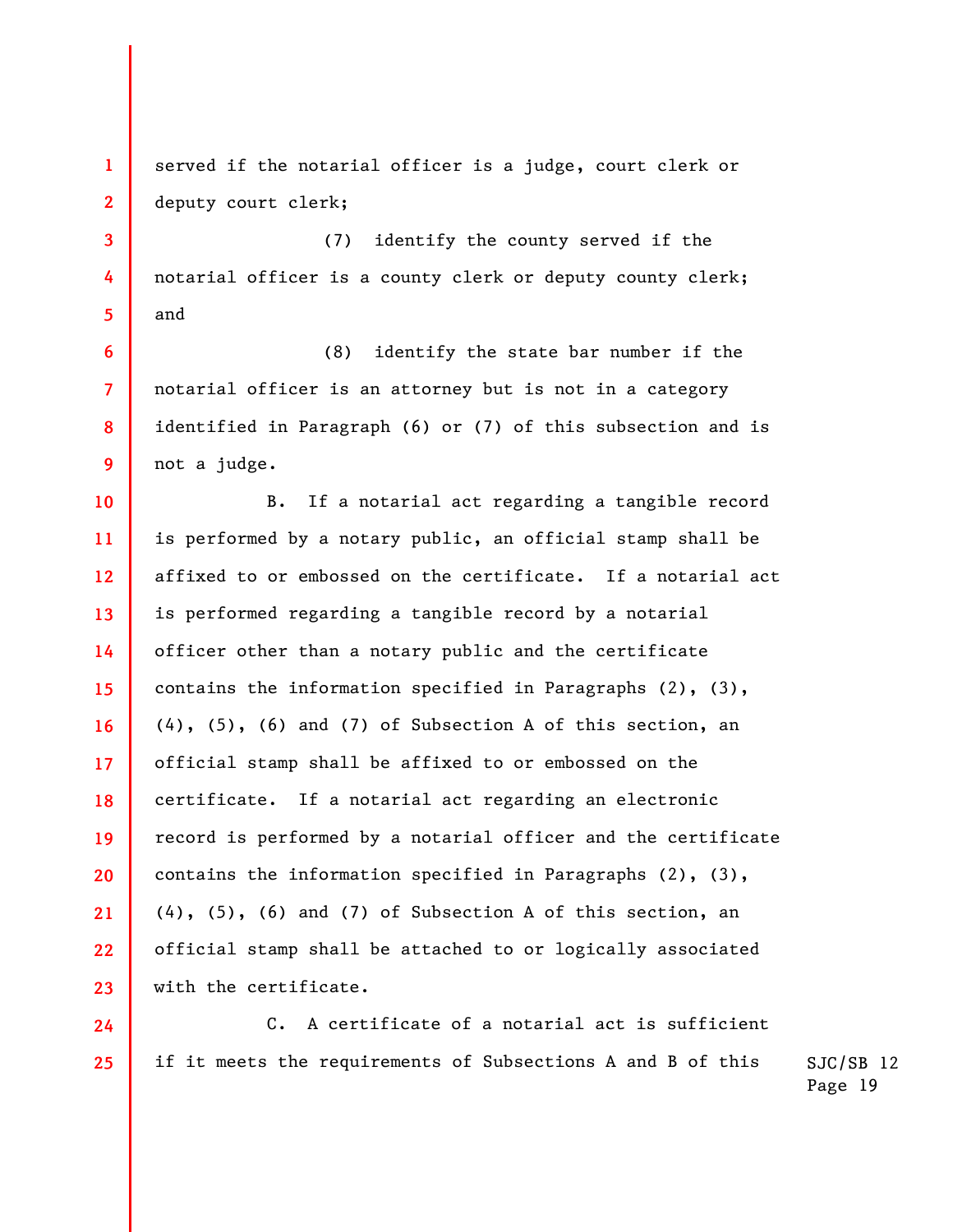served if the notarial officer is a judge, court clerk or deputy court clerk;

(7) identify the county served if the notarial officer is a county clerk or deputy county clerk; and

(8) identify the state bar number if the notarial officer is an attorney but is not in a category identified in Paragraph (6) or (7) of this subsection and is not a judge.

B. If a notarial act regarding a tangible record is performed by a notary public, an official stamp shall be affixed to or embossed on the certificate. If a notarial act is performed regarding a tangible record by a notarial officer other than a notary public and the certificate contains the information specified in Paragraphs (2), (3), (4), (5), (6) and (7) of Subsection A of this section, an official stamp shall be affixed to or embossed on the certificate. If a notarial act regarding an electronic record is performed by a notarial officer and the certificate contains the information specified in Paragraphs (2), (3), (4), (5), (6) and (7) of Subsection A of this section, an official stamp shall be attached to or logically associated with the certificate.

C. A certificate of a notarial act is sufficient if it meets the requirements of Subsections A and B of this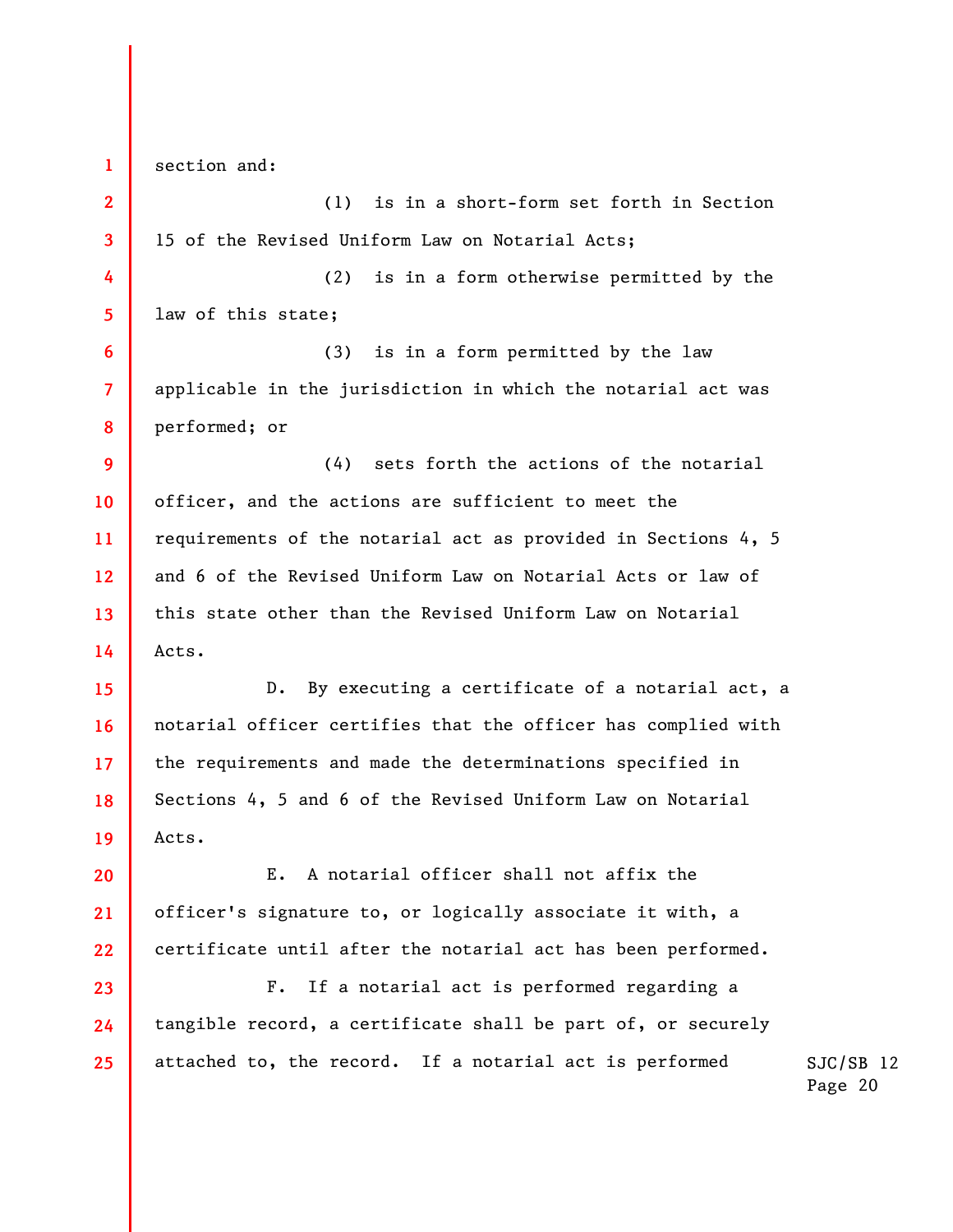section and:

(1) is in a short-form set forth in Section 15 of the Revised Uniform Law on Notarial Acts;

(2) is in a form otherwise permitted by the law of this state;

(3) is in a form permitted by the law applicable in the jurisdiction in which the notarial act was performed; or

(4) sets forth the actions of the notarial officer, and the actions are sufficient to meet the requirements of the notarial act as provided in Sections 4, 5 and 6 of the Revised Uniform Law on Notarial Acts or law of this state other than the Revised Uniform Law on Notarial Acts.

D. By executing a certificate of a notarial act, a notarial officer certifies that the officer has complied with the requirements and made the determinations specified in Sections 4, 5 and 6 of the Revised Uniform Law on Notarial Acts.

E. A notarial officer shall not affix the officer's signature to, or logically associate it with, a certificate until after the notarial act has been performed.

F. If a notarial act is performed regarding a tangible record, a certificate shall be part of, or securely attached to, the record. If a notarial act is performed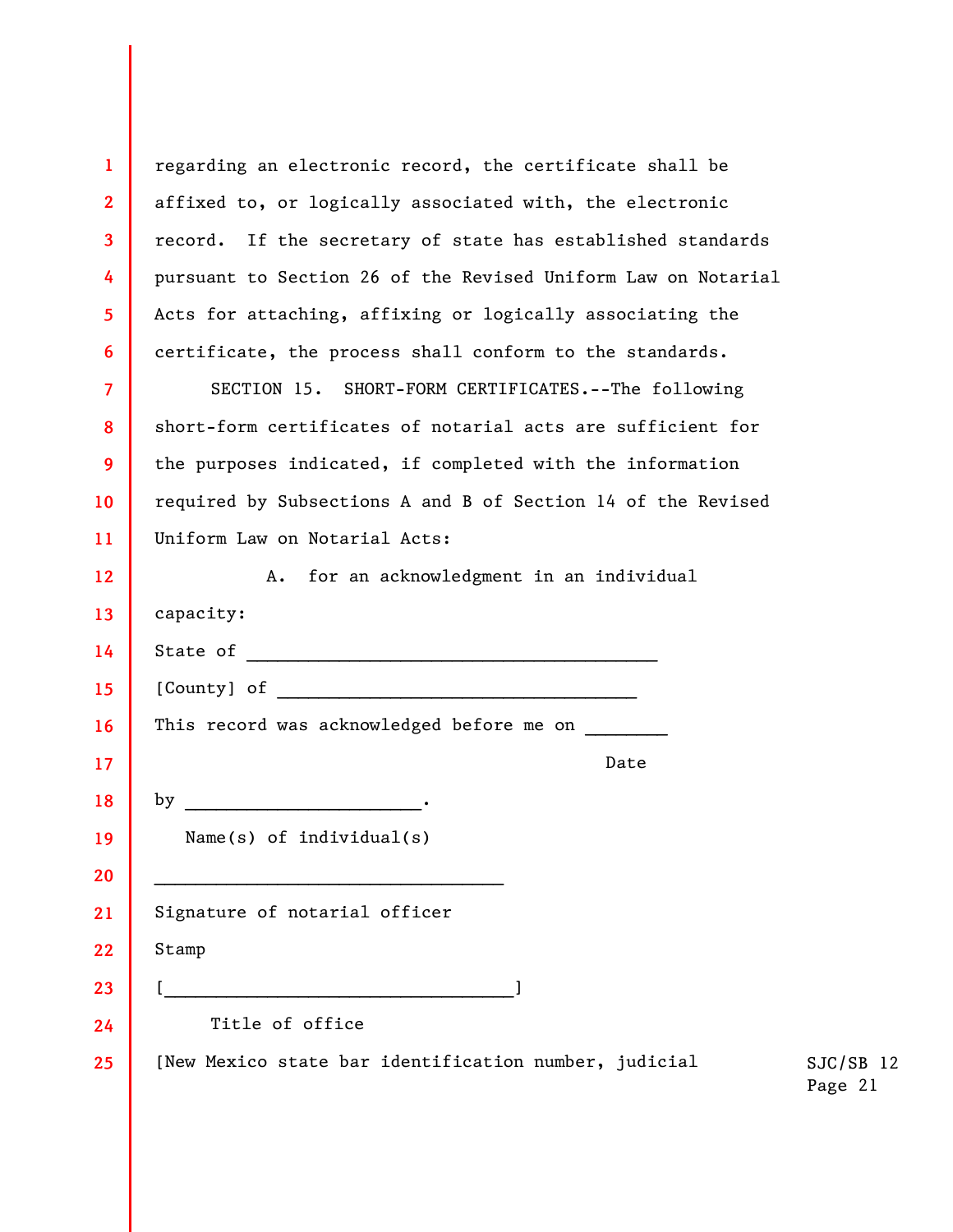regarding an electronic record, the certificate shall be affixed to, or logically associated with, the electronic record. If the secretary of state has established standards pursuant to Section 26 of the Revised Uniform Law on Notarial Acts for attaching, affixing or logically associating the certificate, the process shall conform to the standards.

SECTION 15. SHORT-FORM CERTIFICATES.--The following short-form certificates of notarial acts are sufficient for the purposes indicated, if completed with the information required by Subsections A and B of Section 14 of the Revised Uniform Law on Notarial Acts:

A. for an acknowledgment in an individual capacity:

State of ________________________________________

[County] of ___________________________________

This record was acknowledged before me on ________
Date

by _______________________.
Name(s) of individual(s)

__________________________________
Signature of notarial officer

Stamp

[__________________________________]
Title of office

[New Mexico state bar identification number, judicial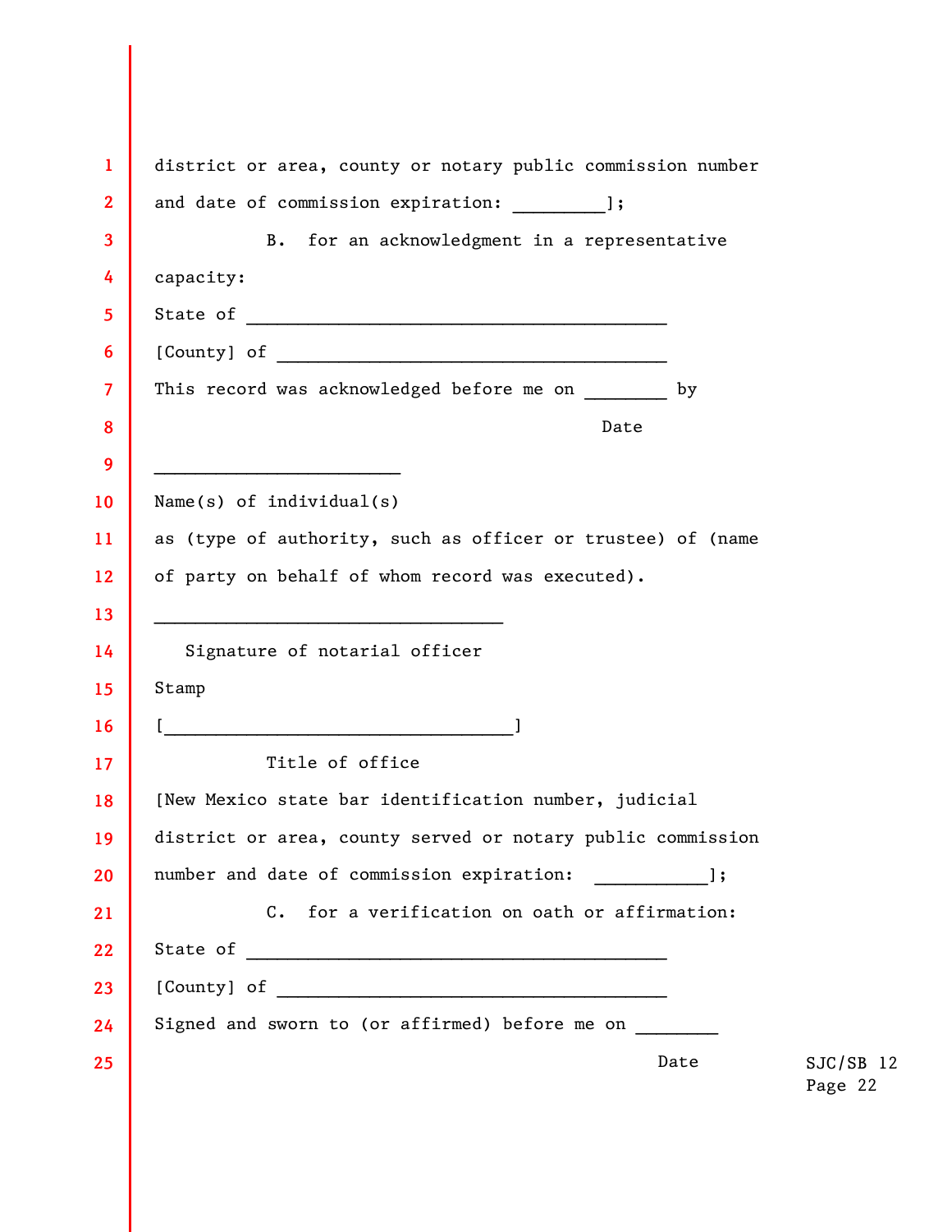district or area, county or notary public commission number and date of commission expiration: _________];

B. for an acknowledgment in a representative capacity:

State of ________________________________________

[County] of _____________________________________

This record was acknowledged before me on ________ by
Date

________________________
Name(s) of individual(s)

as (type of authority, such as officer or trustee) of (name of party on behalf of whom record was executed).

__________________________________
Signature of notarial officer

Stamp

[__________________________________]
Title of office

[New Mexico state bar identification number, judicial district or area, county served or notary public commission number and date of commission expiration: ___________];

C. for a verification on oath or affirmation:

State of ________________________________________

[County] of _____________________________________

Signed and sworn to (or affirmed) before me on ________
Date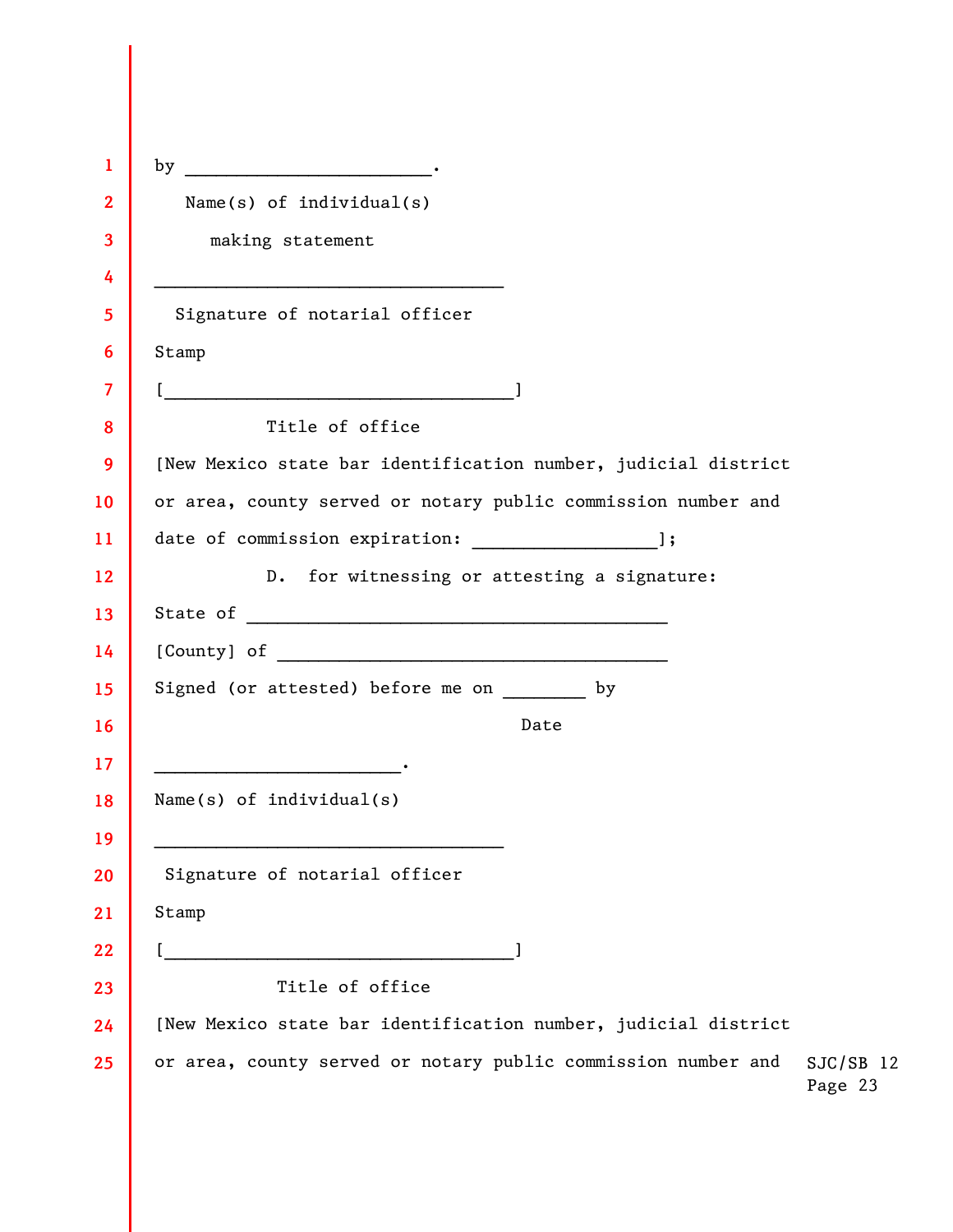by _______________________.

Name(s) of individual(s)

making statement

__________________________________

Signature of notarial officer

Stamp

[__________________________________]

Title of office

[New Mexico state bar identification number, judicial district or area, county served or notary public commission number and date of commission expiration: _________________];

D. for witnessing or attesting a signature:

State of ________________________________________

[County] of ______________________________________

Signed (or attested) before me on ________ by

Date

_______________________.

Name(s) of individual(s)

__________________________________

Signature of notarial officer

Stamp

[__________________________________]

Title of office

[New Mexico state bar identification number, judicial district or area, county served or notary public commission number and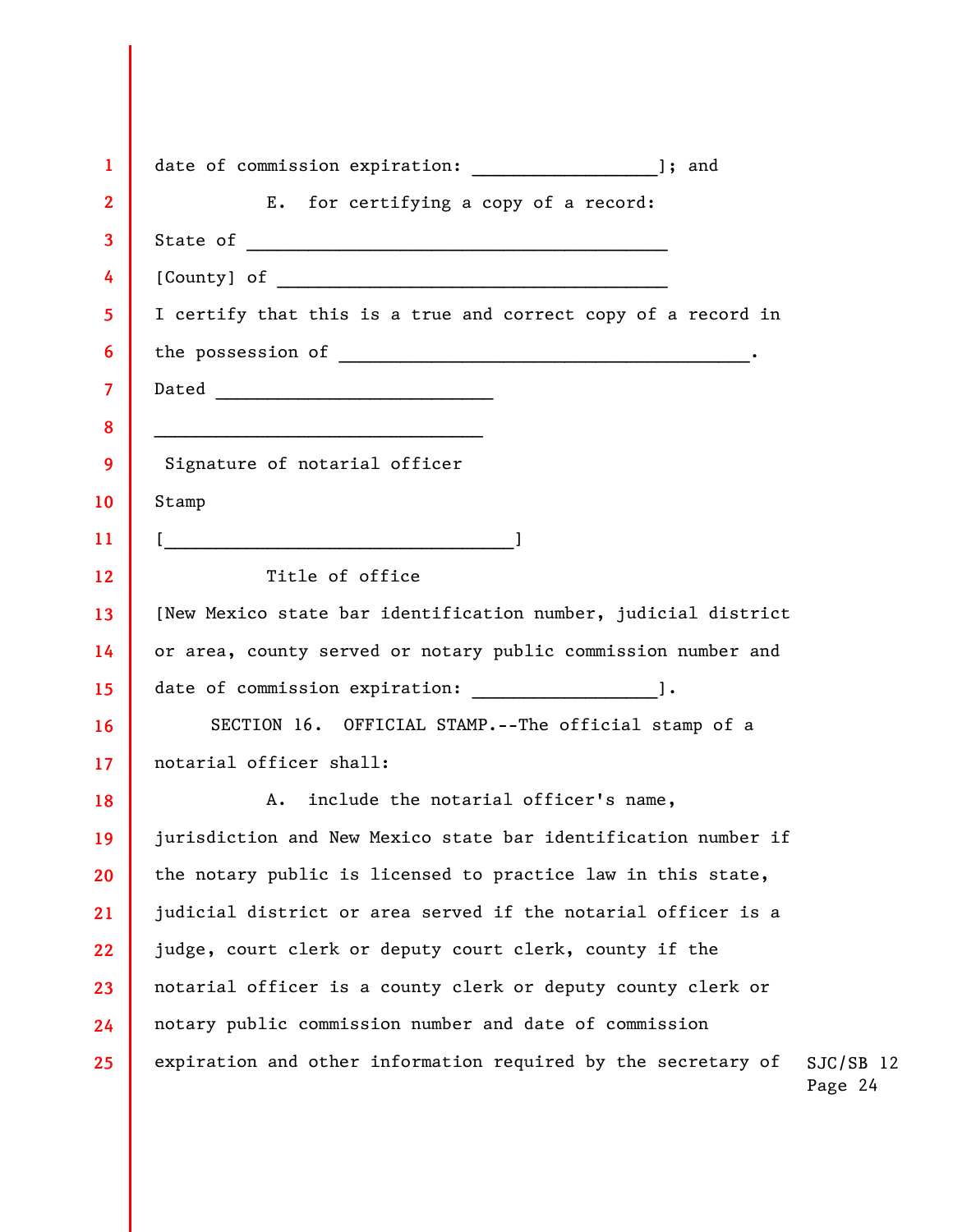date of commission expiration: _________________]; and

E. for certifying a copy of a record:

State of _______________________________________

[County] of ____________________________________

I certify that this is a true and correct copy of a record in the possession of ______________________________________.

Dated __________________________

______________________________

Signature of notarial officer

Stamp

[_________________________________]

Title of office

[New Mexico state bar identification number, judicial district or area, county served or notary public commission number and date of commission expiration: _________________].

SECTION 16. OFFICIAL STAMP.--The official stamp of a notarial officer shall:

A. include the notarial officer's name, jurisdiction and New Mexico state bar identification number if the notary public is licensed to practice law in this state, judicial district or area served if the notarial officer is a judge, court clerk or deputy court clerk, county if the notarial officer is a county clerk or deputy county clerk or notary public commission number and date of commission expiration and other information required by the secretary of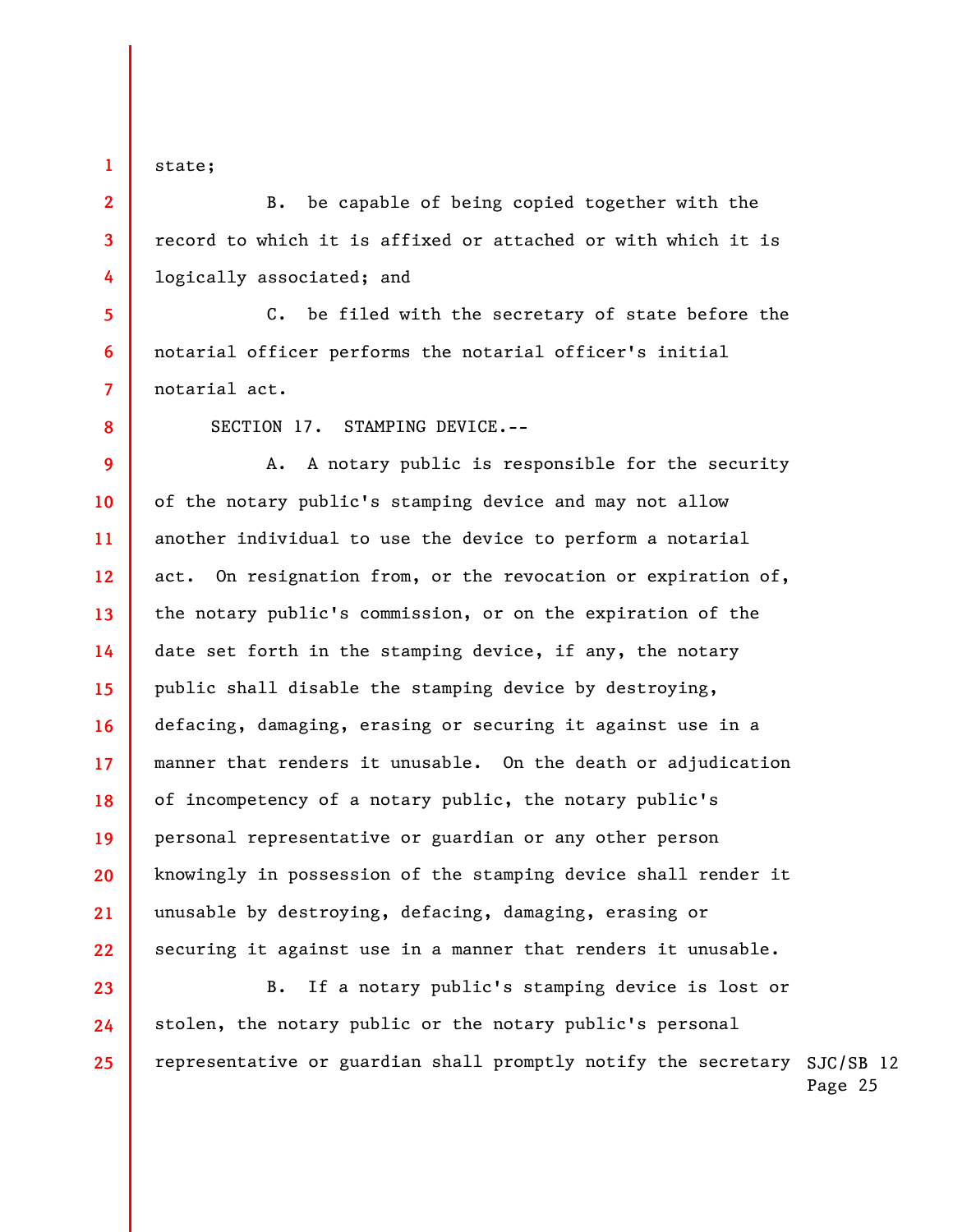state;

B. be capable of being copied together with the record to which it is affixed or attached or with which it is logically associated; and

C. be filed with the secretary of state before the notarial officer performs the notarial officer's initial notarial act.

SECTION 17. STAMPING DEVICE.--

A. A notary public is responsible for the security of the notary public's stamping device and may not allow another individual to use the device to perform a notarial act. On resignation from, or the revocation or expiration of, the notary public's commission, or on the expiration of the date set forth in the stamping device, if any, the notary public shall disable the stamping device by destroying, defacing, damaging, erasing or securing it against use in a manner that renders it unusable. On the death or adjudication of incompetency of a notary public, the notary public's personal representative or guardian or any other person knowingly in possession of the stamping device shall render it unusable by destroying, defacing, damaging, erasing or securing it against use in a manner that renders it unusable.

B. If a notary public's stamping device is lost or stolen, the notary public or the notary public's personal representative or guardian shall promptly notify the secretary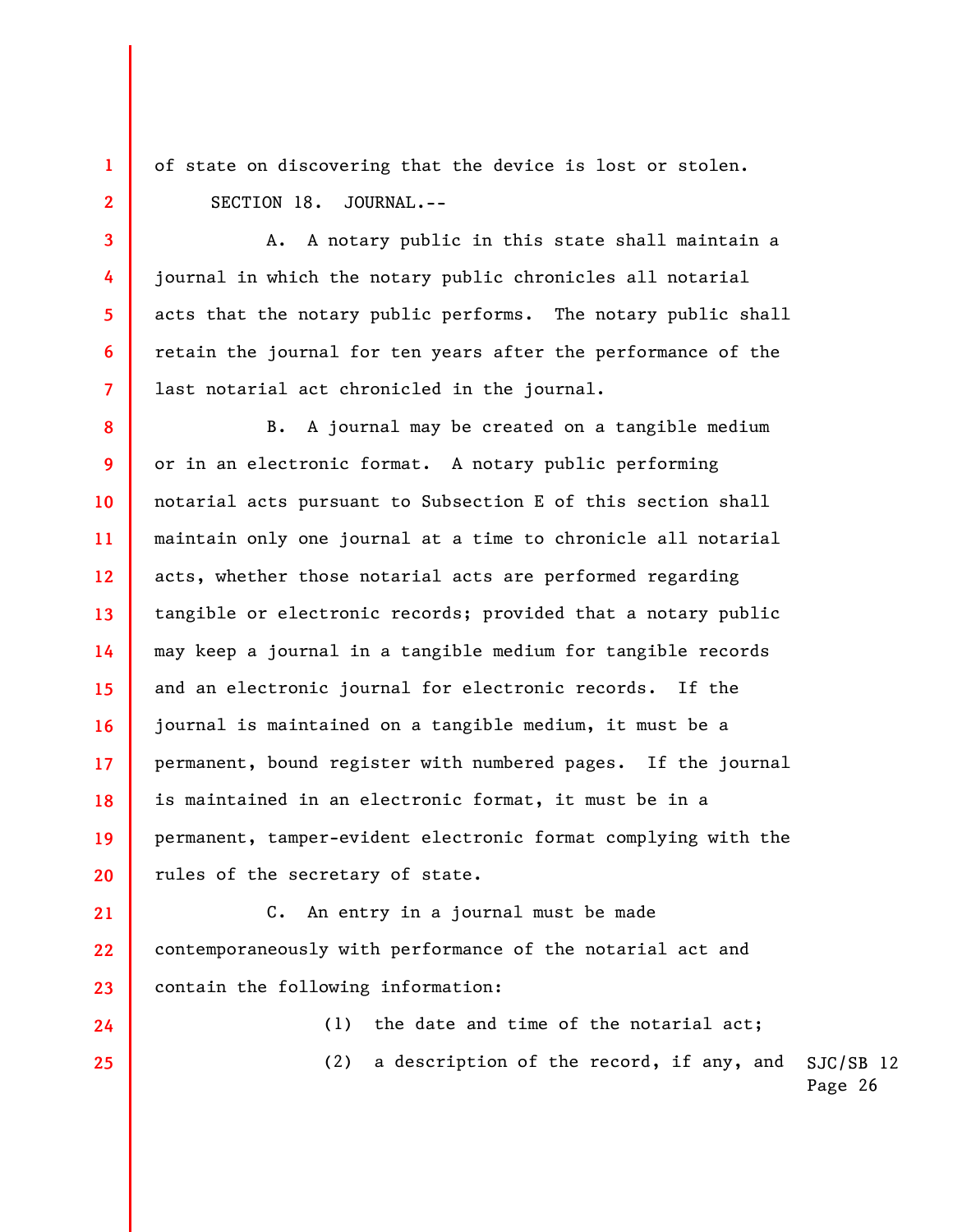of state on discovering that the device is lost or stolen.

SECTION 18. JOURNAL.--

A. A notary public in this state shall maintain a journal in which the notary public chronicles all notarial acts that the notary public performs. The notary public shall retain the journal for ten years after the performance of the last notarial act chronicled in the journal.

B. A journal may be created on a tangible medium or in an electronic format. A notary public performing notarial acts pursuant to Subsection E of this section shall maintain only one journal at a time to chronicle all notarial acts, whether those notarial acts are performed regarding tangible or electronic records; provided that a notary public may keep a journal in a tangible medium for tangible records and an electronic journal for electronic records. If the journal is maintained on a tangible medium, it must be a permanent, bound register with numbered pages. If the journal is maintained in an electronic format, it must be in a permanent, tamper-evident electronic format complying with the rules of the secretary of state.

C. An entry in a journal must be made contemporaneously with performance of the notarial act and contain the following information:

(1) the date and time of the notarial act;

(2) a description of the record, if any, and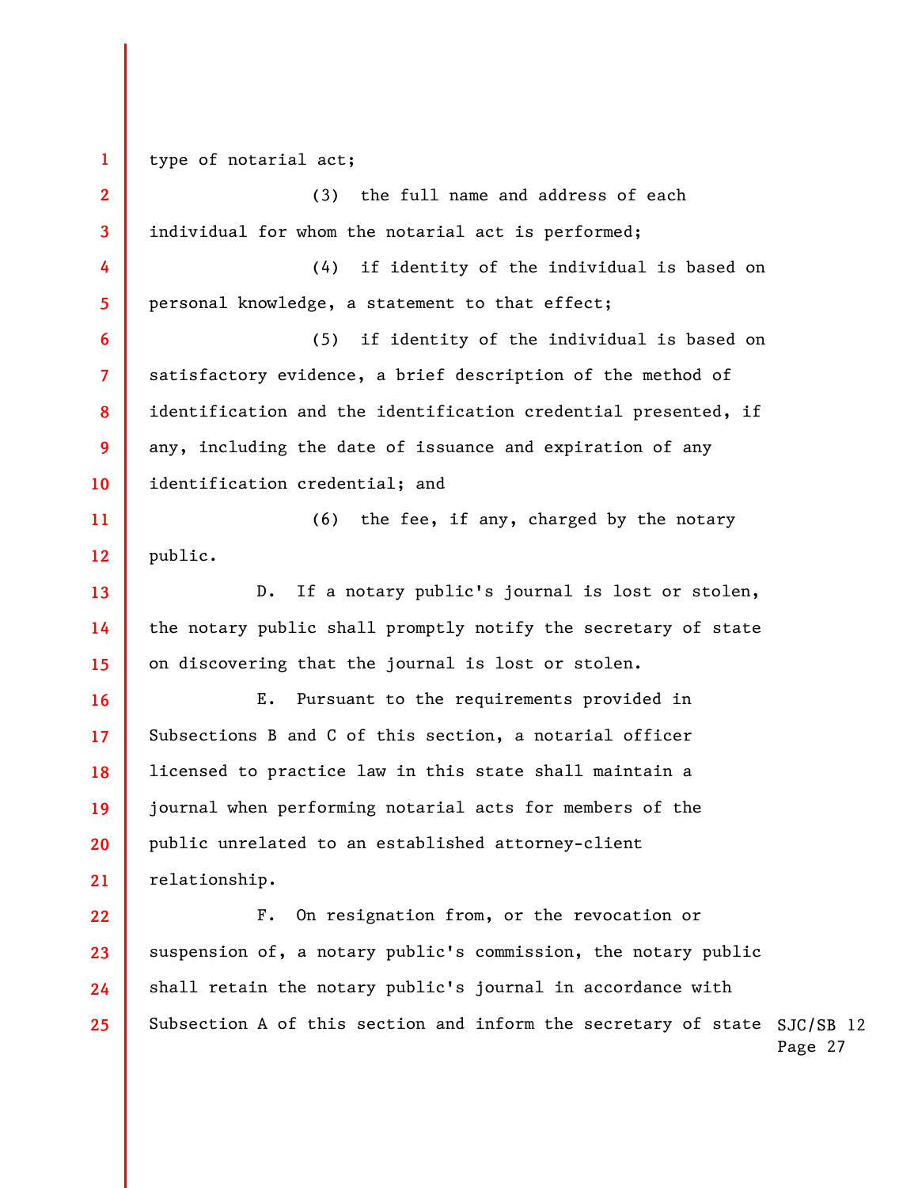type of notarial act;

(3) the full name and address of each individual for whom the notarial act is performed;

(4) if identity of the individual is based on personal knowledge, a statement to that effect;

(5) if identity of the individual is based on satisfactory evidence, a brief description of the method of identification and the identification credential presented, if any, including the date of issuance and expiration of any identification credential; and

(6) the fee, if any, charged by the notary public.

D. If a notary public's journal is lost or stolen, the notary public shall promptly notify the secretary of state on discovering that the journal is lost or stolen.

E. Pursuant to the requirements provided in Subsections B and C of this section, a notarial officer licensed to practice law in this state shall maintain a journal when performing notarial acts for members of the public unrelated to an established attorney-client relationship.

F. On resignation from, or the revocation or suspension of, a notary public's commission, the notary public shall retain the notary public's journal in accordance with Subsection A of this section and inform the secretary of state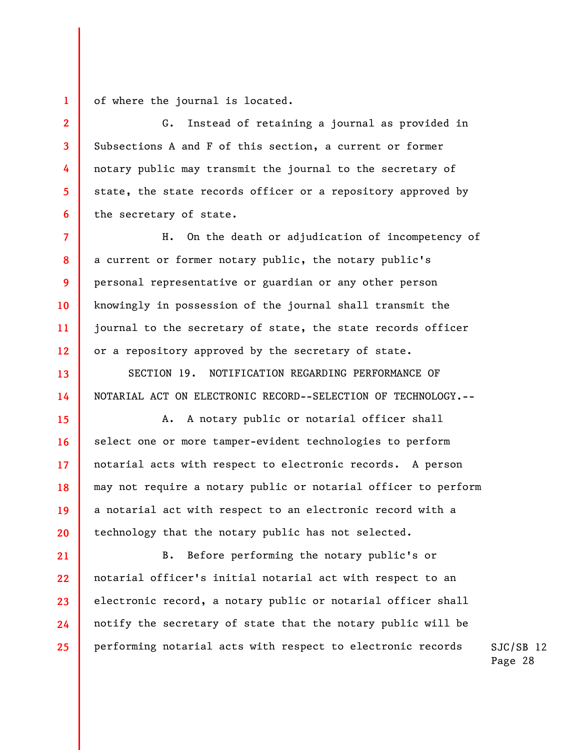of where the journal is located.

G. Instead of retaining a journal as provided in Subsections A and F of this section, a current or former notary public may transmit the journal to the secretary of state, the state records officer or a repository approved by the secretary of state.

H. On the death or adjudication of incompetency of a current or former notary public, the notary public's personal representative or guardian or any other person knowingly in possession of the journal shall transmit the journal to the secretary of state, the state records officer or a repository approved by the secretary of state.

SECTION 19. NOTIFICATION REGARDING PERFORMANCE OF NOTARIAL ACT ON ELECTRONIC RECORD--SELECTION OF TECHNOLOGY.--

A. A notary public or notarial officer shall select one or more tamper-evident technologies to perform notarial acts with respect to electronic records. A person may not require a notary public or notarial officer to perform a notarial act with respect to an electronic record with a technology that the notary public has not selected.

B. Before performing the notary public's or notarial officer's initial notarial act with respect to an electronic record, a notary public or notarial officer shall notify the secretary of state that the notary public will be performing notarial acts with respect to electronic records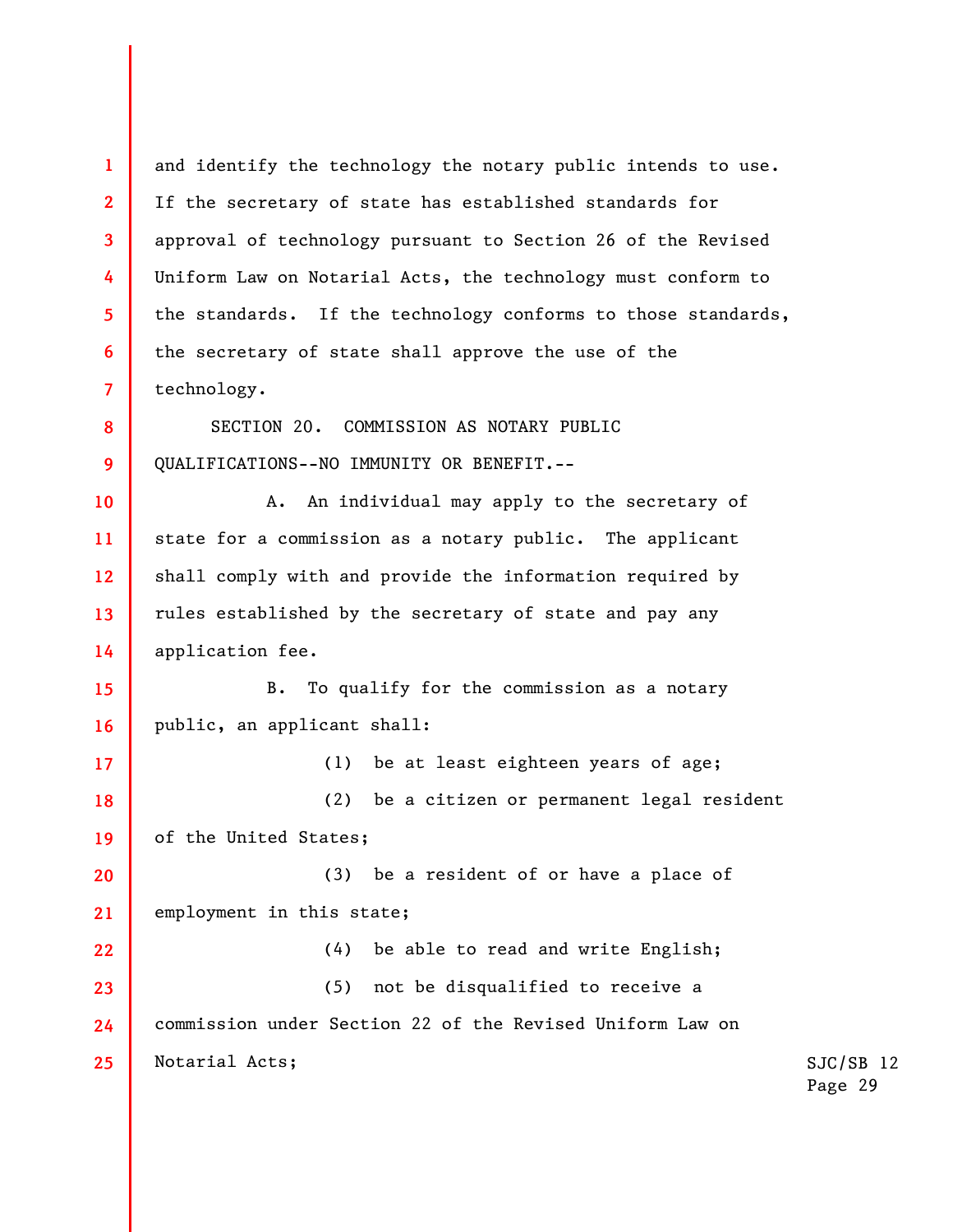and identify the technology the notary public intends to use. If the secretary of state has established standards for approval of technology pursuant to Section 26 of the Revised Uniform Law on Notarial Acts, the technology must conform to the standards. If the technology conforms to those standards, the secretary of state shall approve the use of the technology.

SECTION 20. COMMISSION AS NOTARY PUBLIC QUALIFICATIONS--NO IMMUNITY OR BENEFIT.--

A. An individual may apply to the secretary of state for a commission as a notary public. The applicant shall comply with and provide the information required by rules established by the secretary of state and pay any application fee.

B. To qualify for the commission as a notary public, an applicant shall:

(1) be at least eighteen years of age;

(2) be a citizen or permanent legal resident of the United States;

(3) be a resident of or have a place of employment in this state;

(4) be able to read and write English;

(5) not be disqualified to receive a commission under Section 22 of the Revised Uniform Law on Notarial Acts;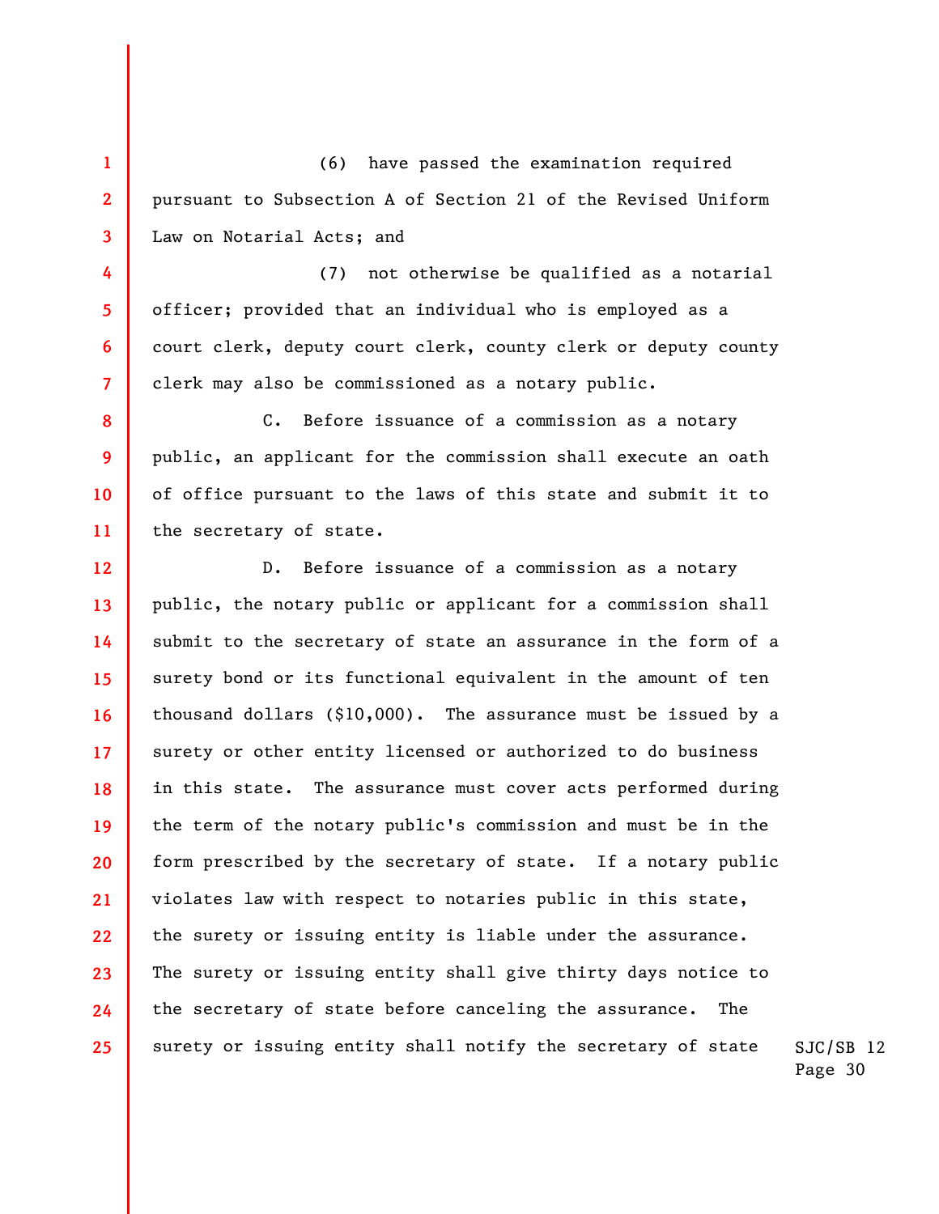(6) have passed the examination required pursuant to Subsection A of Section 21 of the Revised Uniform Law on Notarial Acts; and

(7) not otherwise be qualified as a notarial officer; provided that an individual who is employed as a court clerk, deputy court clerk, county clerk or deputy county clerk may also be commissioned as a notary public.

C. Before issuance of a commission as a notary public, an applicant for the commission shall execute an oath of office pursuant to the laws of this state and submit it to the secretary of state.

D. Before issuance of a commission as a notary public, the notary public or applicant for a commission shall submit to the secretary of state an assurance in the form of a surety bond or its functional equivalent in the amount of ten thousand dollars ($10,000). The assurance must be issued by a surety or other entity licensed or authorized to do business in this state. The assurance must cover acts performed during the term of the notary public's commission and must be in the form prescribed by the secretary of state. If a notary public violates law with respect to notaries public in this state, the surety or issuing entity is liable under the assurance. The surety or issuing entity shall give thirty days notice to the secretary of state before canceling the assurance. The surety or issuing entity shall notify the secretary of state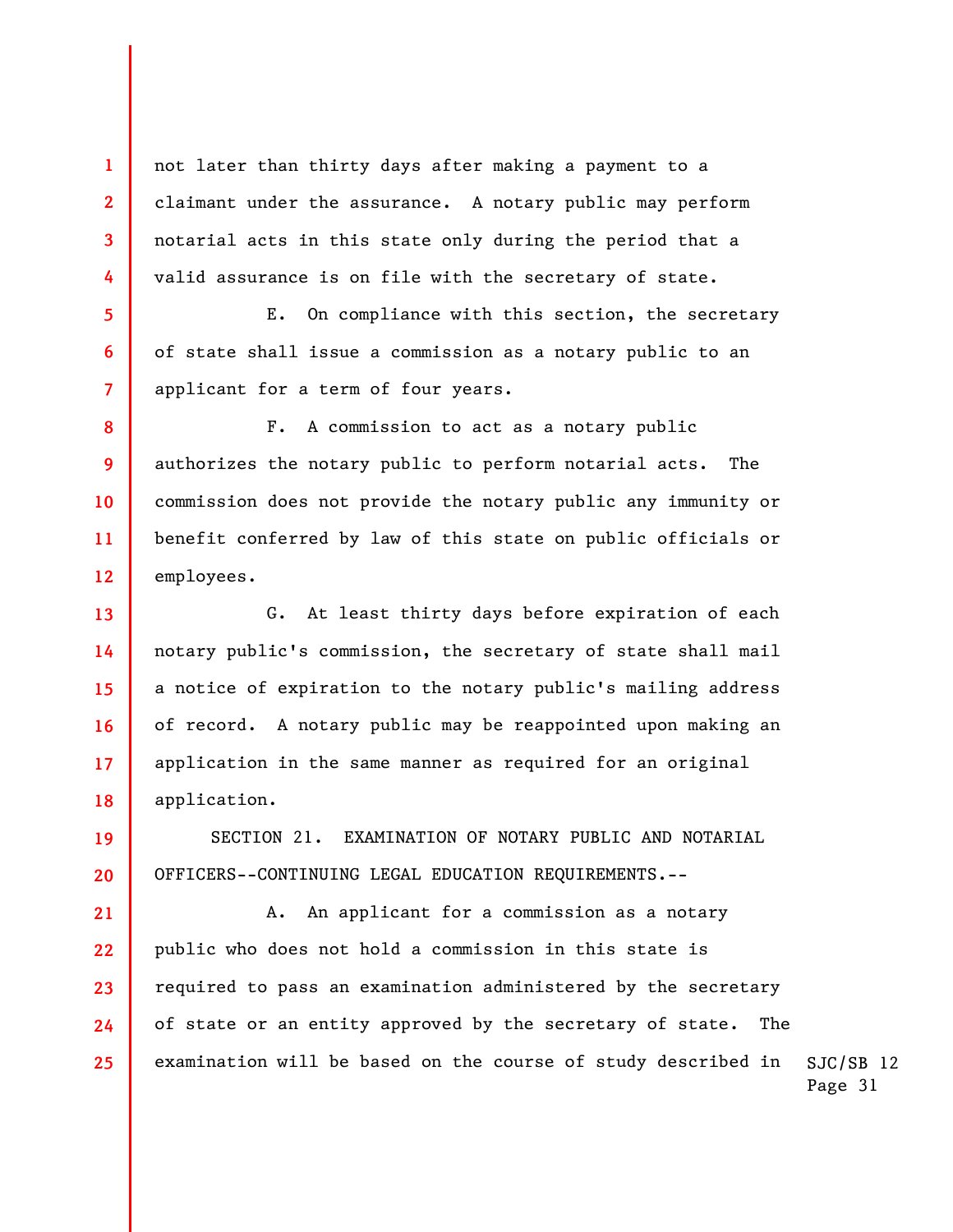not later than thirty days after making a payment to a claimant under the assurance. A notary public may perform notarial acts in this state only during the period that a valid assurance is on file with the secretary of state.

E. On compliance with this section, the secretary of state shall issue a commission as a notary public to an applicant for a term of four years.

F. A commission to act as a notary public authorizes the notary public to perform notarial acts. The commission does not provide the notary public any immunity or benefit conferred by law of this state on public officials or employees.

G. At least thirty days before expiration of each notary public's commission, the secretary of state shall mail a notice of expiration to the notary public's mailing address of record. A notary public may be reappointed upon making an application in the same manner as required for an original application.

SECTION 21. EXAMINATION OF NOTARY PUBLIC AND NOTARIAL OFFICERS--CONTINUING LEGAL EDUCATION REQUIREMENTS.--

A. An applicant for a commission as a notary public who does not hold a commission in this state is required to pass an examination administered by the secretary of state or an entity approved by the secretary of state. The examination will be based on the course of study described in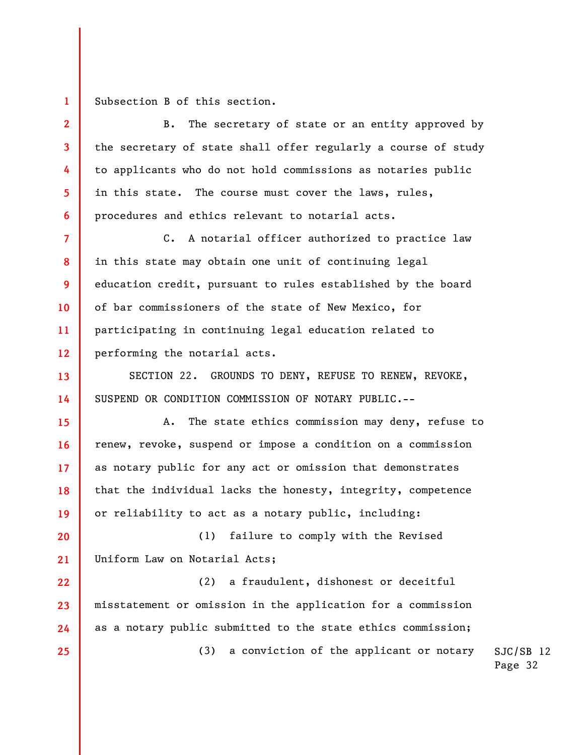Subsection B of this section.

B. The secretary of state or an entity approved by the secretary of state shall offer regularly a course of study to applicants who do not hold commissions as notaries public in this state. The course must cover the laws, rules, procedures and ethics relevant to notarial acts.

C. A notarial officer authorized to practice law in this state may obtain one unit of continuing legal education credit, pursuant to rules established by the board of bar commissioners of the state of New Mexico, for participating in continuing legal education related to performing the notarial acts.

SECTION 22. GROUNDS TO DENY, REFUSE TO RENEW, REVOKE, SUSPEND OR CONDITION COMMISSION OF NOTARY PUBLIC.--

A. The state ethics commission may deny, refuse to renew, revoke, suspend or impose a condition on a commission as notary public for any act or omission that demonstrates that the individual lacks the honesty, integrity, competence or reliability to act as a notary public, including:

(1) failure to comply with the Revised Uniform Law on Notarial Acts;

(2) a fraudulent, dishonest or deceitful misstatement or omission in the application for a commission as a notary public submitted to the state ethics commission;

(3) a conviction of the applicant or notary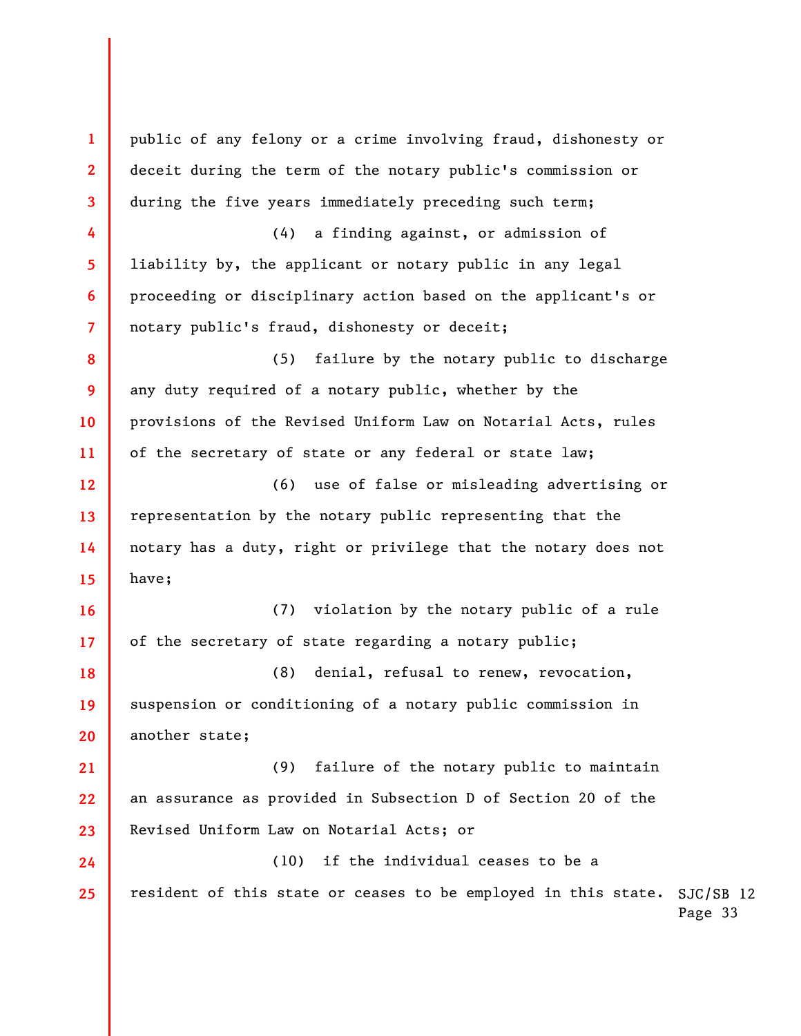public of any felony or a crime involving fraud, dishonesty or deceit during the term of the notary public's commission or during the five years immediately preceding such term;

(4) a finding against, or admission of liability by, the applicant or notary public in any legal proceeding or disciplinary action based on the applicant's or notary public's fraud, dishonesty or deceit;

(5) failure by the notary public to discharge any duty required of a notary public, whether by the provisions of the Revised Uniform Law on Notarial Acts, rules of the secretary of state or any federal or state law;

(6) use of false or misleading advertising or representation by the notary public representing that the notary has a duty, right or privilege that the notary does not have;

(7) violation by the notary public of a rule of the secretary of state regarding a notary public;

(8) denial, refusal to renew, revocation, suspension or conditioning of a notary public commission in another state;

(9) failure of the notary public to maintain an assurance as provided in Subsection D of Section 20 of the Revised Uniform Law on Notarial Acts; or

(10) if the individual ceases to be a resident of this state or ceases to be employed in this state.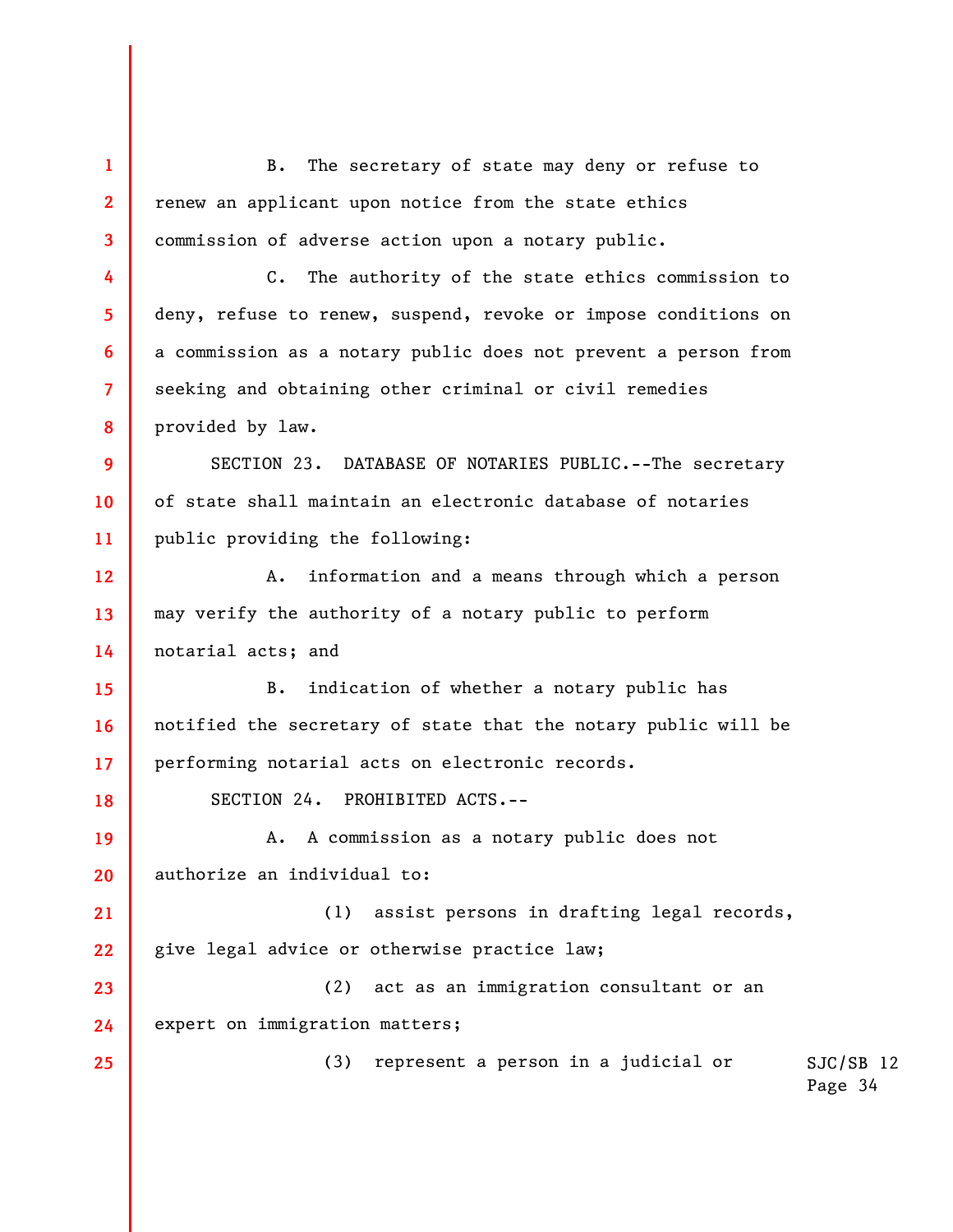B. The secretary of state may deny or refuse to renew an applicant upon notice from the state ethics commission of adverse action upon a notary public.

C. The authority of the state ethics commission to deny, refuse to renew, suspend, revoke or impose conditions on a commission as a notary public does not prevent a person from seeking and obtaining other criminal or civil remedies provided by law.

SECTION 23. DATABASE OF NOTARIES PUBLIC.--The secretary of state shall maintain an electronic database of notaries public providing the following:

A. information and a means through which a person may verify the authority of a notary public to perform notarial acts; and

B. indication of whether a notary public has notified the secretary of state that the notary public will be performing notarial acts on electronic records.

SECTION 24. PROHIBITED ACTS.--

A. A commission as a notary public does not authorize an individual to:

(1) assist persons in drafting legal records, give legal advice or otherwise practice law;

(2) act as an immigration consultant or an expert on immigration matters;

(3) represent a person in a judicial or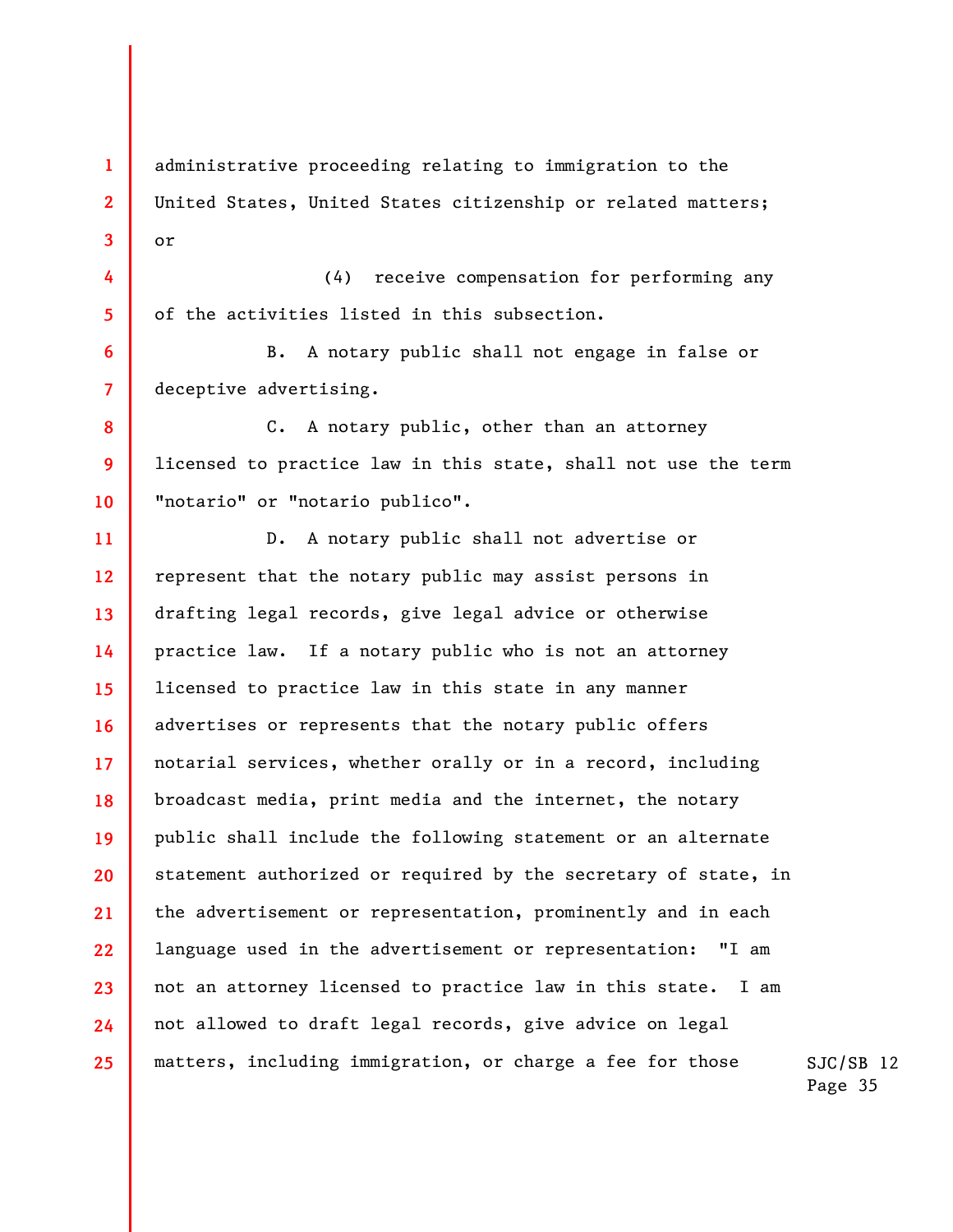administrative proceeding relating to immigration to the United States, United States citizenship or related matters; or

(4) receive compensation for performing any of the activities listed in this subsection.

B. A notary public shall not engage in false or deceptive advertising.

C. A notary public, other than an attorney licensed to practice law in this state, shall not use the term "notario" or "notario publico".

D. A notary public shall not advertise or represent that the notary public may assist persons in drafting legal records, give legal advice or otherwise practice law. If a notary public who is not an attorney licensed to practice law in this state in any manner advertises or represents that the notary public offers notarial services, whether orally or in a record, including broadcast media, print media and the internet, the notary public shall include the following statement or an alternate statement authorized or required by the secretary of state, in the advertisement or representation, prominently and in each language used in the advertisement or representation: "I am not an attorney licensed to practice law in this state. I am not allowed to draft legal records, give advice on legal matters, including immigration, or charge a fee for those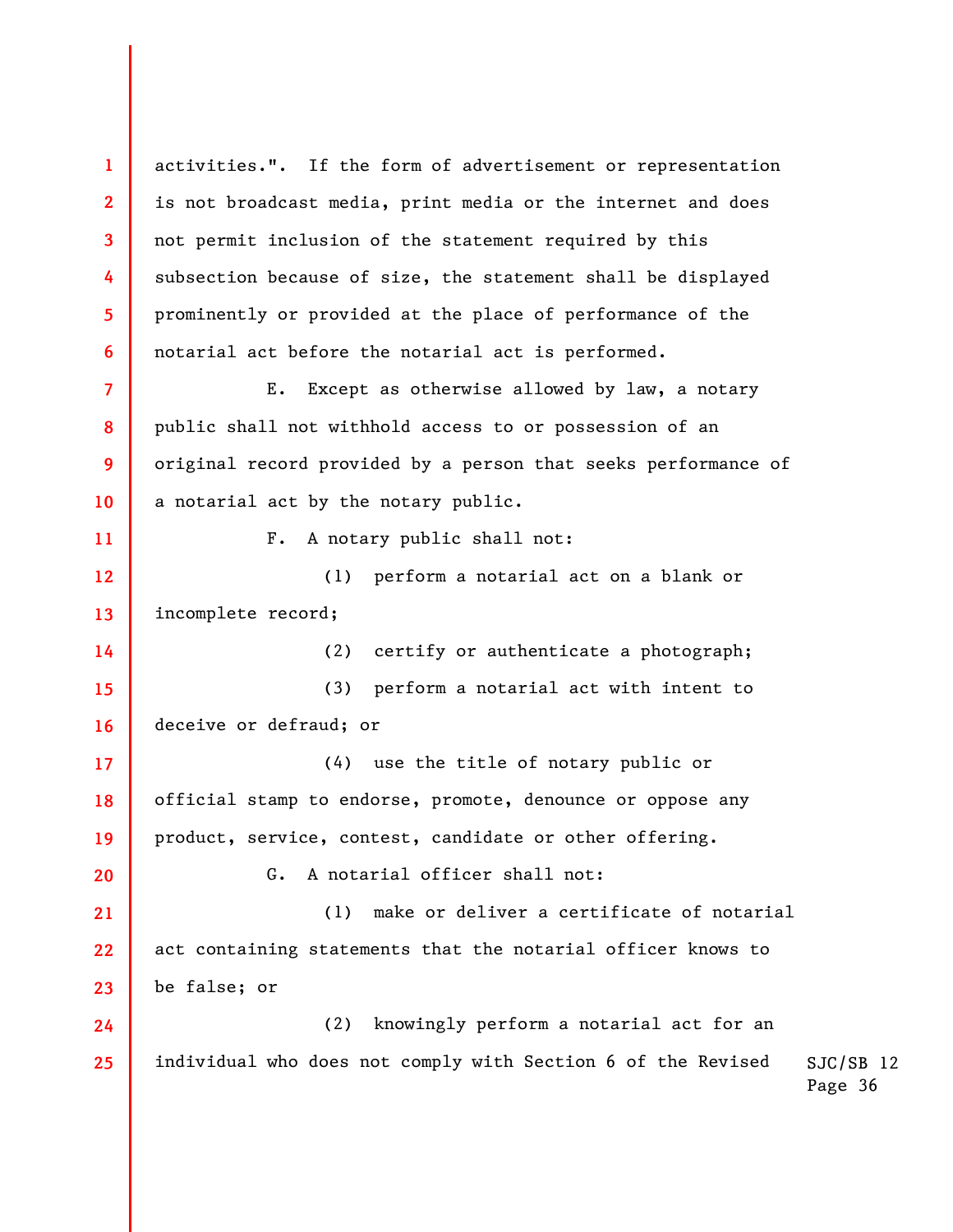activities.". If the form of advertisement or representation is not broadcast media, print media or the internet and does not permit inclusion of the statement required by this subsection because of size, the statement shall be displayed prominently or provided at the place of performance of the notarial act before the notarial act is performed.

E. Except as otherwise allowed by law, a notary public shall not withhold access to or possession of an original record provided by a person that seeks performance of a notarial act by the notary public.

F. A notary public shall not:

(1) perform a notarial act on a blank or incomplete record;

(2) certify or authenticate a photograph;

(3) perform a notarial act with intent to deceive or defraud; or

(4) use the title of notary public or official stamp to endorse, promote, denounce or oppose any product, service, contest, candidate or other offering.

G. A notarial officer shall not:

(1) make or deliver a certificate of notarial act containing statements that the notarial officer knows to be false; or

(2) knowingly perform a notarial act for an individual who does not comply with Section 6 of the Revised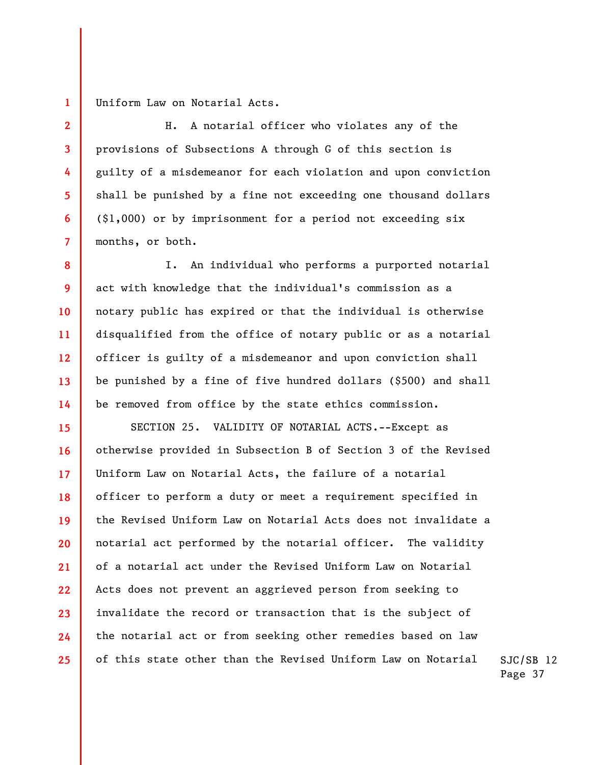Uniform Law on Notarial Acts.

H. A notarial officer who violates any of the provisions of Subsections A through G of this section is guilty of a misdemeanor for each violation and upon conviction shall be punished by a fine not exceeding one thousand dollars ($1,000) or by imprisonment for a period not exceeding six months, or both.

I. An individual who performs a purported notarial act with knowledge that the individual's commission as a notary public has expired or that the individual is otherwise disqualified from the office of notary public or as a notarial officer is guilty of a misdemeanor and upon conviction shall be punished by a fine of five hundred dollars ($500) and shall be removed from office by the state ethics commission.

SECTION 25. VALIDITY OF NOTARIAL ACTS.--Except as otherwise provided in Subsection B of Section 3 of the Revised Uniform Law on Notarial Acts, the failure of a notarial officer to perform a duty or meet a requirement specified in the Revised Uniform Law on Notarial Acts does not invalidate a notarial act performed by the notarial officer. The validity of a notarial act under the Revised Uniform Law on Notarial Acts does not prevent an aggrieved person from seeking to invalidate the record or transaction that is the subject of the notarial act or from seeking other remedies based on law of this state other than the Revised Uniform Law on Notarial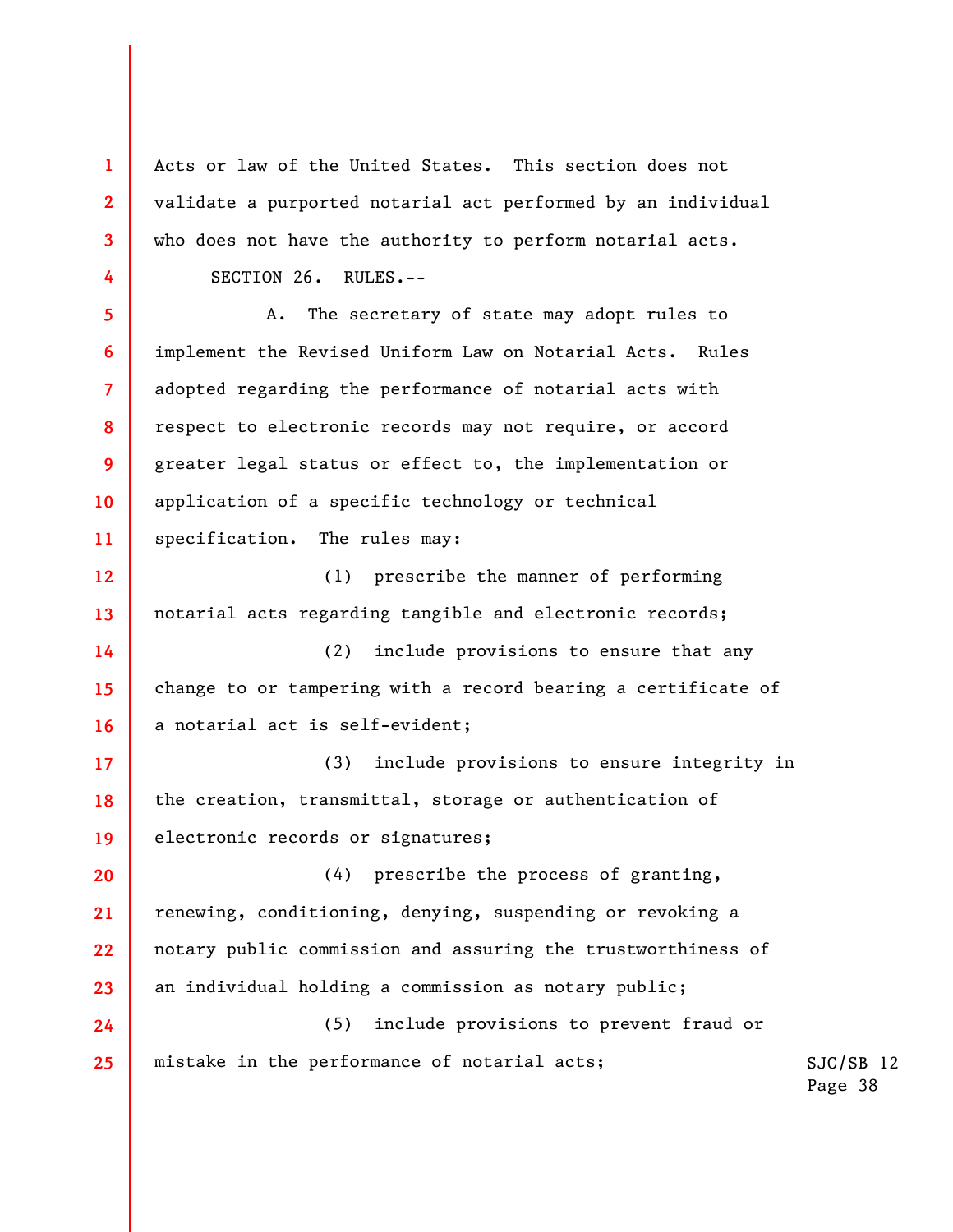Acts or law of the United States. This section does not validate a purported notarial act performed by an individual who does not have the authority to perform notarial acts.

SECTION 26. RULES.--

A. The secretary of state may adopt rules to implement the Revised Uniform Law on Notarial Acts. Rules adopted regarding the performance of notarial acts with respect to electronic records may not require, or accord greater legal status or effect to, the implementation or application of a specific technology or technical specification. The rules may:

(1) prescribe the manner of performing notarial acts regarding tangible and electronic records;

(2) include provisions to ensure that any change to or tampering with a record bearing a certificate of a notarial act is self-evident;

(3) include provisions to ensure integrity in the creation, transmittal, storage or authentication of electronic records or signatures;

(4) prescribe the process of granting, renewing, conditioning, denying, suspending or revoking a notary public commission and assuring the trustworthiness of an individual holding a commission as notary public;

(5) include provisions to prevent fraud or mistake in the performance of notarial acts;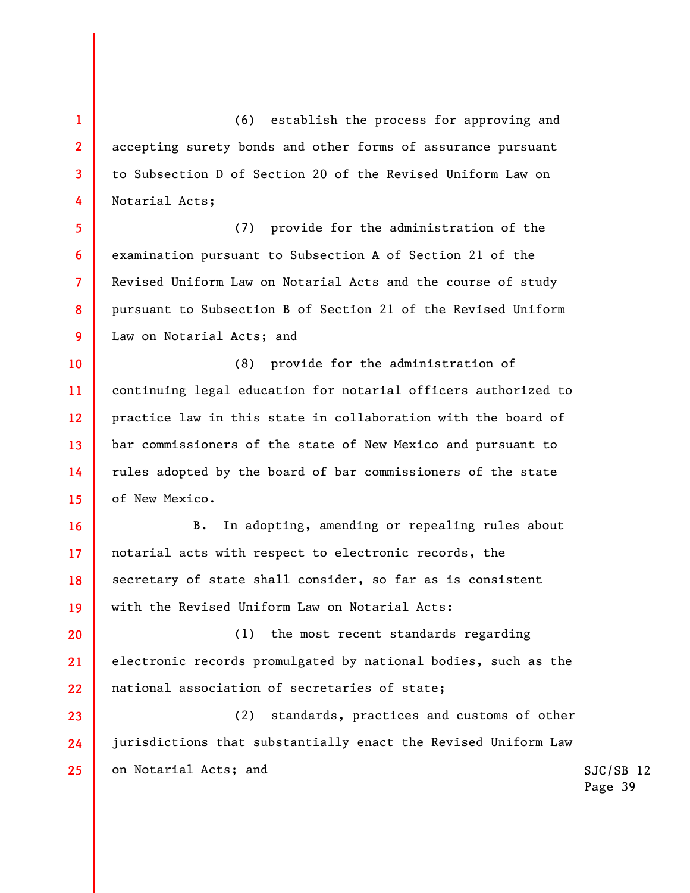(6) establish the process for approving and accepting surety bonds and other forms of assurance pursuant to Subsection D of Section 20 of the Revised Uniform Law on Notarial Acts;

(7) provide for the administration of the examination pursuant to Subsection A of Section 21 of the Revised Uniform Law on Notarial Acts and the course of study pursuant to Subsection B of Section 21 of the Revised Uniform Law on Notarial Acts; and

(8) provide for the administration of continuing legal education for notarial officers authorized to practice law in this state in collaboration with the board of bar commissioners of the state of New Mexico and pursuant to rules adopted by the board of bar commissioners of the state of New Mexico.

B. In adopting, amending or repealing rules about notarial acts with respect to electronic records, the secretary of state shall consider, so far as is consistent with the Revised Uniform Law on Notarial Acts:

(1) the most recent standards regarding electronic records promulgated by national bodies, such as the national association of secretaries of state;

(2) standards, practices and customs of other jurisdictions that substantially enact the Revised Uniform Law on Notarial Acts; and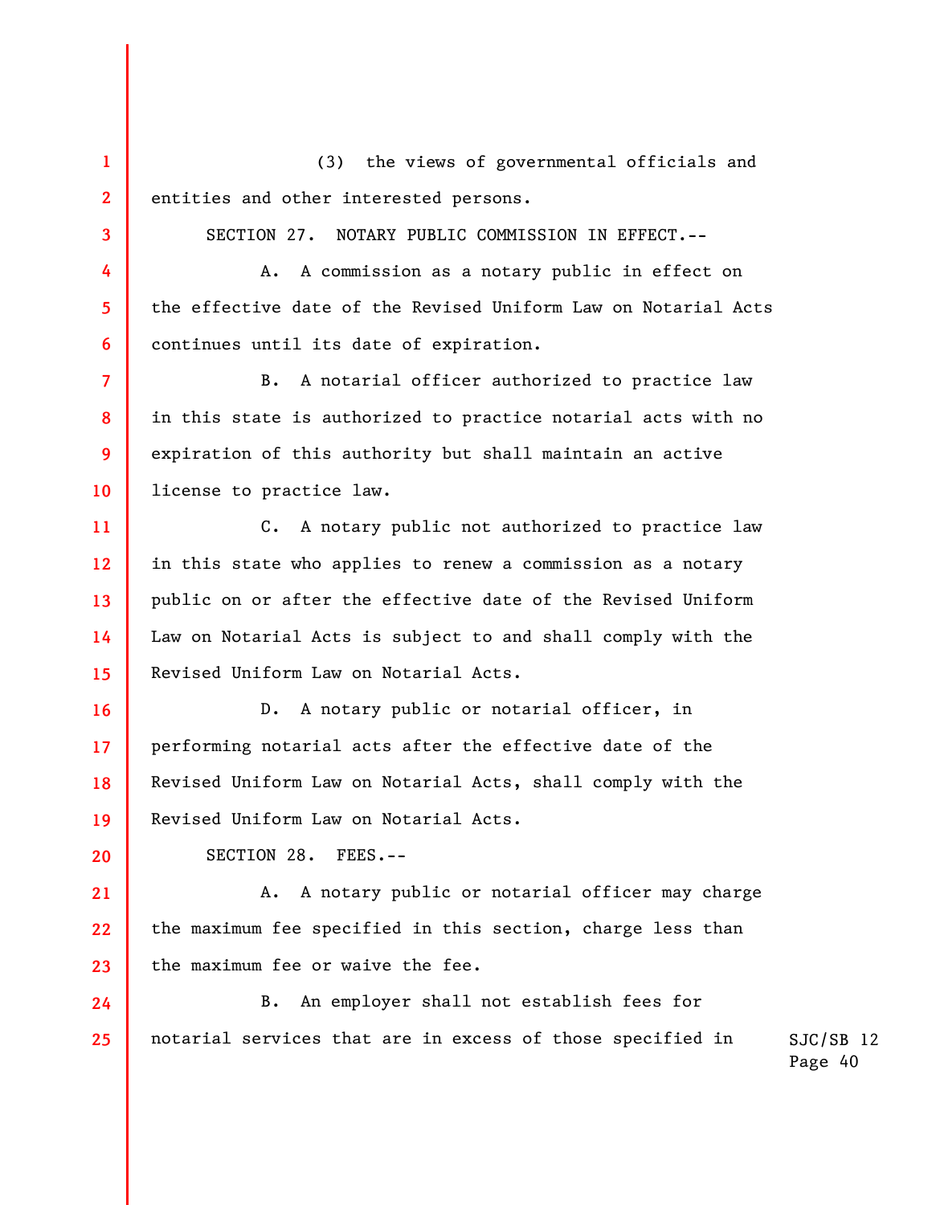(3) the views of governmental officials and entities and other interested persons.

SECTION 27. NOTARY PUBLIC COMMISSION IN EFFECT.--

A. A commission as a notary public in effect on the effective date of the Revised Uniform Law on Notarial Acts continues until its date of expiration.

B. A notarial officer authorized to practice law in this state is authorized to practice notarial acts with no expiration of this authority but shall maintain an active license to practice law.

C. A notary public not authorized to practice law in this state who applies to renew a commission as a notary public on or after the effective date of the Revised Uniform Law on Notarial Acts is subject to and shall comply with the Revised Uniform Law on Notarial Acts.

D. A notary public or notarial officer, in performing notarial acts after the effective date of the Revised Uniform Law on Notarial Acts, shall comply with the Revised Uniform Law on Notarial Acts.

SECTION 28. FEES.--

A. A notary public or notarial officer may charge the maximum fee specified in this section, charge less than the maximum fee or waive the fee.

B. An employer shall not establish fees for notarial services that are in excess of those specified in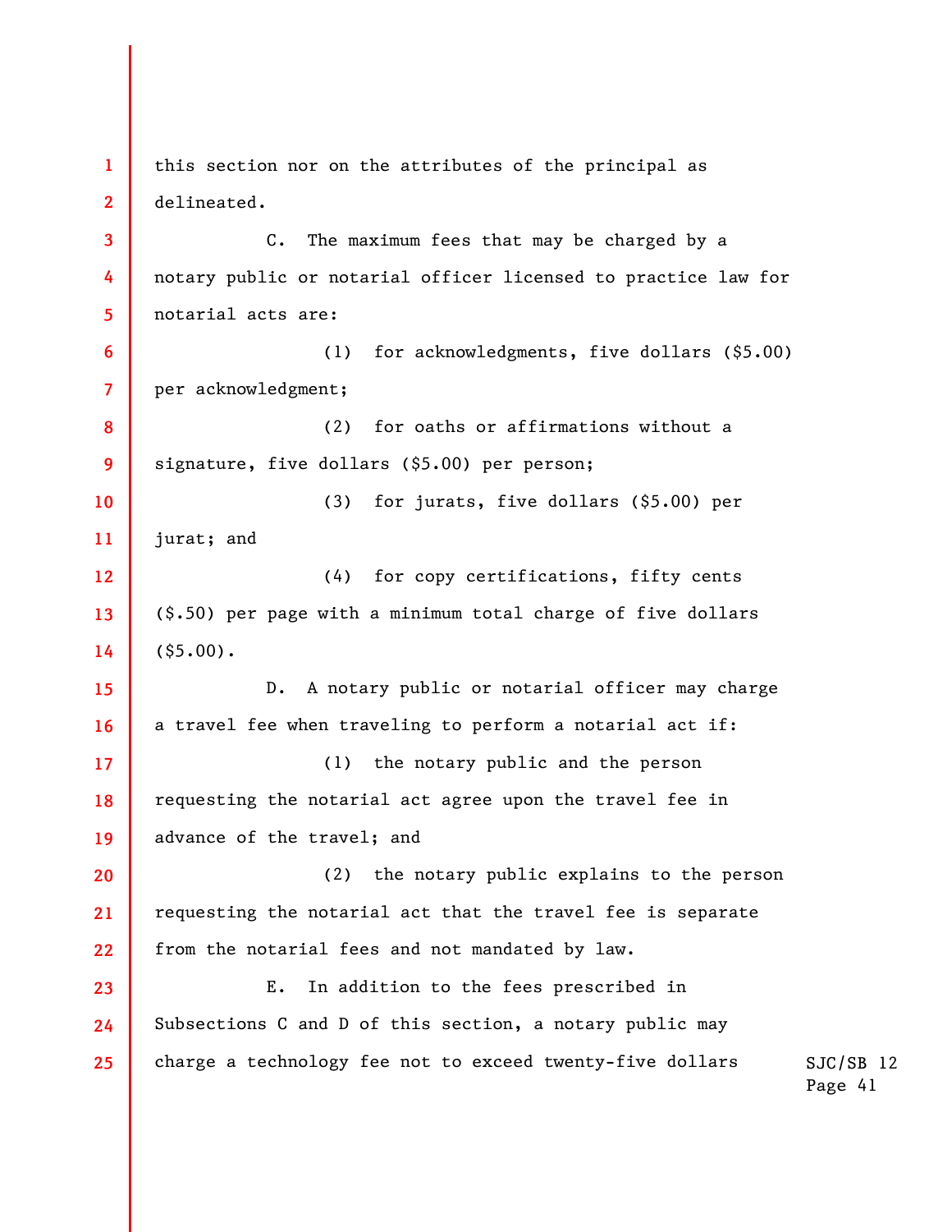this section nor on the attributes of the principal as delineated.

C. The maximum fees that may be charged by a notary public or notarial officer licensed to practice law for notarial acts are:

(1) for acknowledgments, five dollars ($5.00) per acknowledgment;

(2) for oaths or affirmations without a signature, five dollars ($5.00) per person;

(3) for jurats, five dollars ($5.00) per jurat; and

(4) for copy certifications, fifty cents ($.50) per page with a minimum total charge of five dollars ($5.00).

D. A notary public or notarial officer may charge a travel fee when traveling to perform a notarial act if:

(1) the notary public and the person requesting the notarial act agree upon the travel fee in advance of the travel; and

(2) the notary public explains to the person requesting the notarial act that the travel fee is separate from the notarial fees and not mandated by law.

E. In addition to the fees prescribed in Subsections C and D of this section, a notary public may charge a technology fee not to exceed twenty-five dollars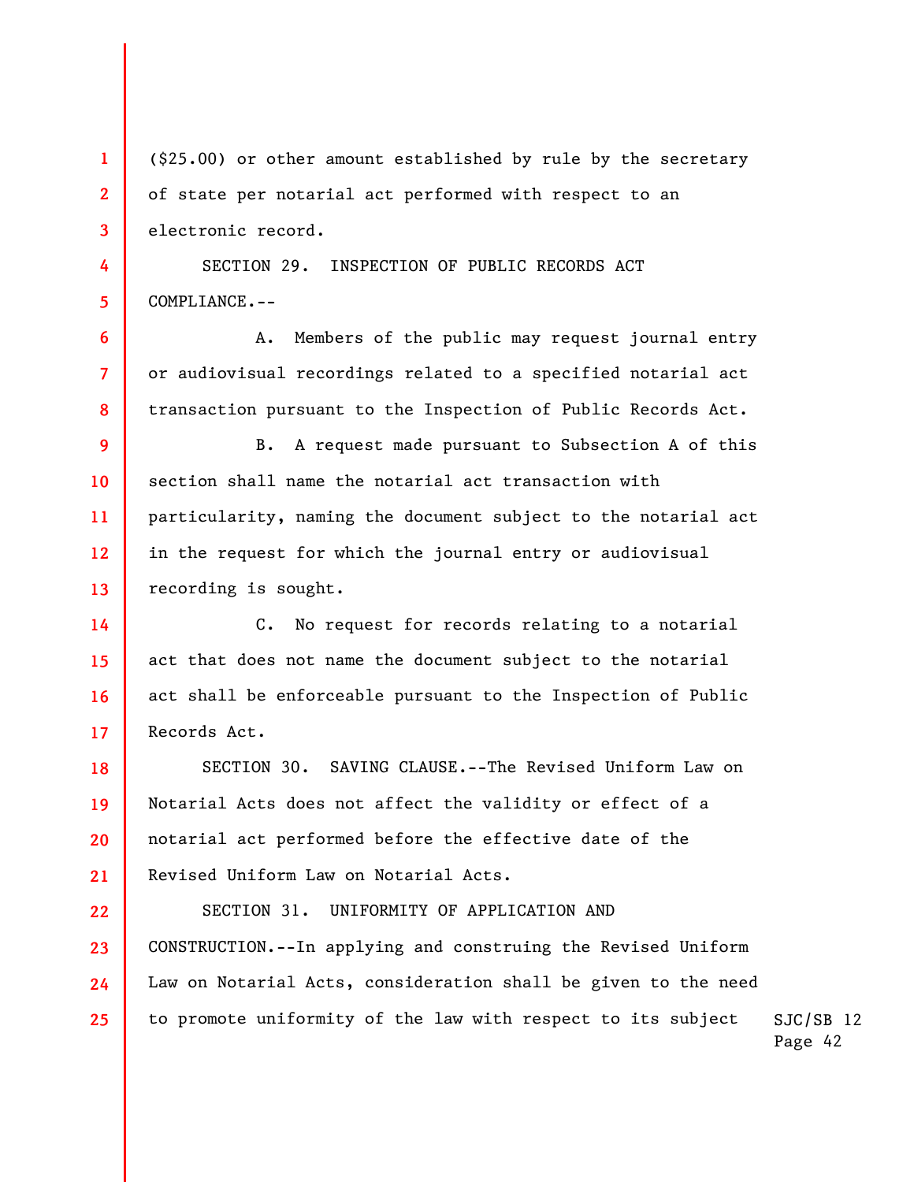($25.00) or other amount established by rule by the secretary of state per notarial act performed with respect to an electronic record.

SECTION 29. INSPECTION OF PUBLIC RECORDS ACT COMPLIANCE.--

A. Members of the public may request journal entry or audiovisual recordings related to a specified notarial act transaction pursuant to the Inspection of Public Records Act.

B. A request made pursuant to Subsection A of this section shall name the notarial act transaction with particularity, naming the document subject to the notarial act in the request for which the journal entry or audiovisual recording is sought.

C. No request for records relating to a notarial act that does not name the document subject to the notarial act shall be enforceable pursuant to the Inspection of Public Records Act.

SECTION 30. SAVING CLAUSE.--The Revised Uniform Law on Notarial Acts does not affect the validity or effect of a notarial act performed before the effective date of the Revised Uniform Law on Notarial Acts.

SECTION 31. UNIFORMITY OF APPLICATION AND CONSTRUCTION.--In applying and construing the Revised Uniform Law on Notarial Acts, consideration shall be given to the need to promote uniformity of the law with respect to its subject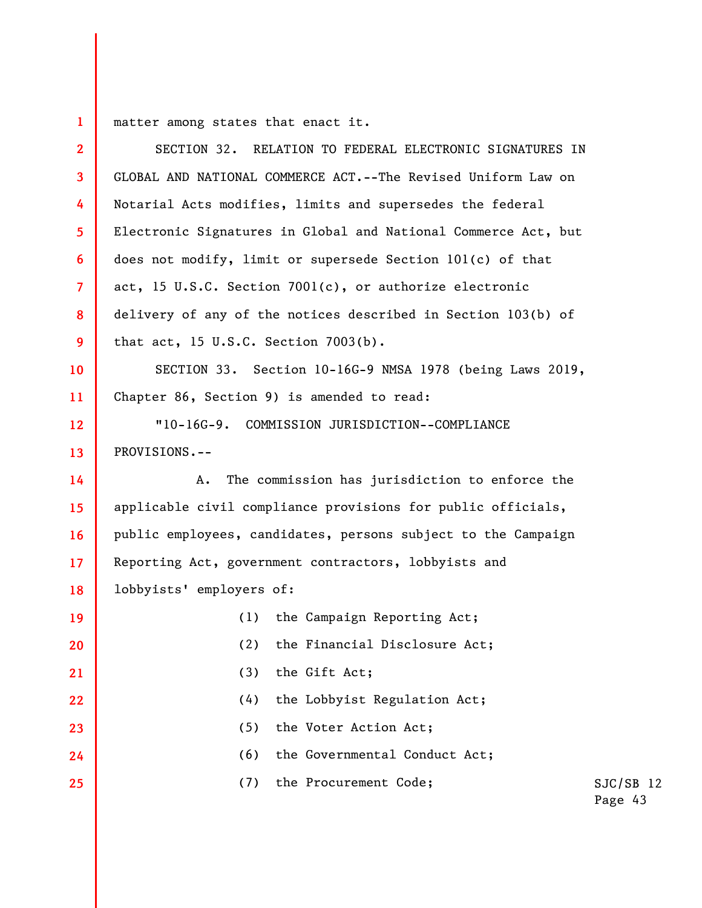matter among states that enact it.

SECTION 32. RELATION TO FEDERAL ELECTRONIC SIGNATURES IN GLOBAL AND NATIONAL COMMERCE ACT.--The Revised Uniform Law on Notarial Acts modifies, limits and supersedes the federal Electronic Signatures in Global and National Commerce Act, but does not modify, limit or supersede Section 101(c) of that act, 15 U.S.C. Section 7001(c), or authorize electronic delivery of any of the notices described in Section 103(b) of that act, 15 U.S.C. Section 7003(b).

SECTION 33. Section 10-16G-9 NMSA 1978 (being Laws 2019, Chapter 86, Section 9) is amended to read:

"10-16G-9. COMMISSION JURISDICTION--COMPLIANCE PROVISIONS.--

A. The commission has jurisdiction to enforce the applicable civil compliance provisions for public officials, public employees, candidates, persons subject to the Campaign Reporting Act, government contractors, lobbyists and lobbyists' employers of:

(1) the Campaign Reporting Act;

(2) the Financial Disclosure Act;

(3) the Gift Act;

(4) the Lobbyist Regulation Act;

(5) the Voter Action Act;

(6) the Governmental Conduct Act;

(7) the Procurement Code;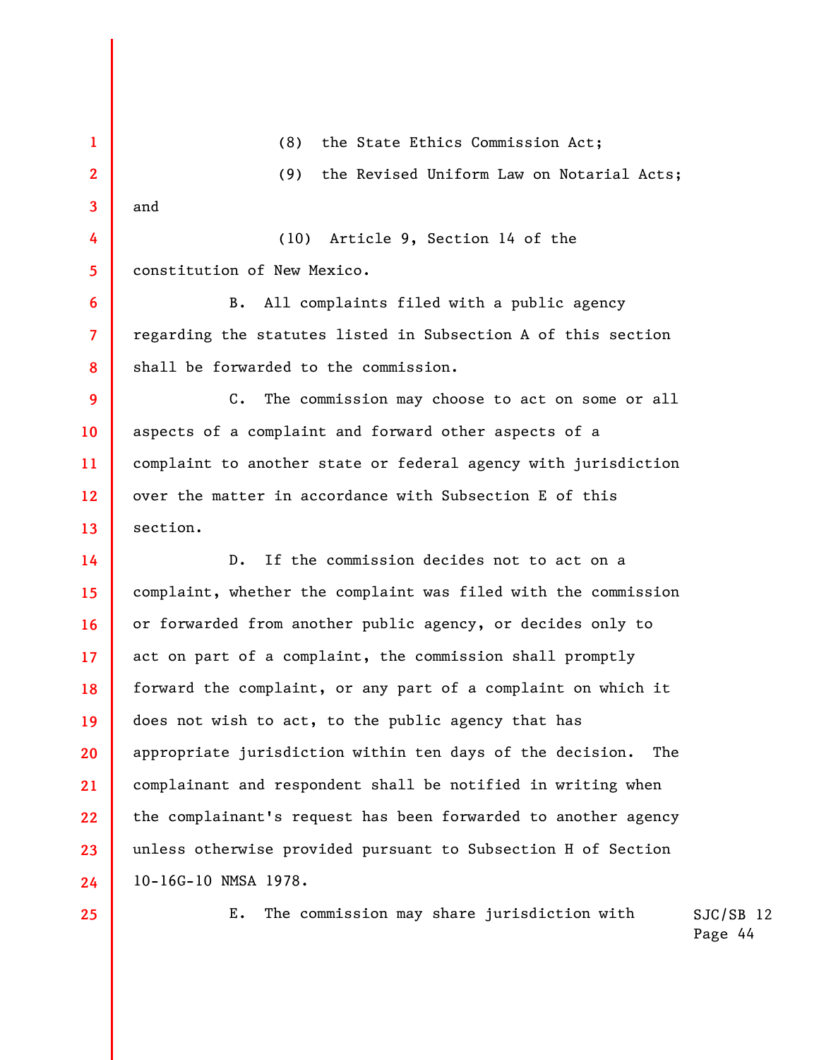(8) the State Ethics Commission Act;

(9) the Revised Uniform Law on Notarial Acts; and

(10) Article 9, Section 14 of the constitution of New Mexico.

B. All complaints filed with a public agency regarding the statutes listed in Subsection A of this section shall be forwarded to the commission.

C. The commission may choose to act on some or all aspects of a complaint and forward other aspects of a complaint to another state or federal agency with jurisdiction over the matter in accordance with Subsection E of this section.

D. If the commission decides not to act on a complaint, whether the complaint was filed with the commission or forwarded from another public agency, or decides only to act on part of a complaint, the commission shall promptly forward the complaint, or any part of a complaint on which it does not wish to act, to the public agency that has appropriate jurisdiction within ten days of the decision. The complainant and respondent shall be notified in writing when the complainant's request has been forwarded to another agency unless otherwise provided pursuant to Subsection H of Section 10-16G-10 NMSA 1978.

E. The commission may share jurisdiction with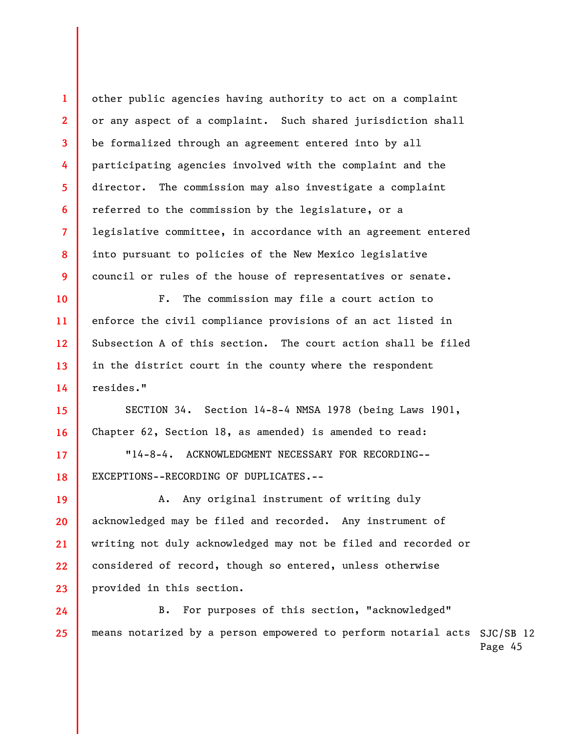other public agencies having authority to act on a complaint or any aspect of a complaint. Such shared jurisdiction shall be formalized through an agreement entered into by all participating agencies involved with the complaint and the director. The commission may also investigate a complaint referred to the commission by the legislature, or a legislative committee, in accordance with an agreement entered into pursuant to policies of the New Mexico legislative council or rules of the house of representatives or senate.

F. The commission may file a court action to enforce the civil compliance provisions of an act listed in Subsection A of this section. The court action shall be filed in the district court in the county where the respondent resides."

SECTION 34. Section 14-8-4 NMSA 1978 (being Laws 1901, Chapter 62, Section 18, as amended) is amended to read:

"14-8-4. ACKNOWLEDGMENT NECESSARY FOR RECORDING--EXCEPTIONS--RECORDING OF DUPLICATES.--

A. Any original instrument of writing duly acknowledged may be filed and recorded. Any instrument of writing not duly acknowledged may not be filed and recorded or considered of record, though so entered, unless otherwise provided in this section.

B. For purposes of this section, "acknowledged" means notarized by a person empowered to perform notarial acts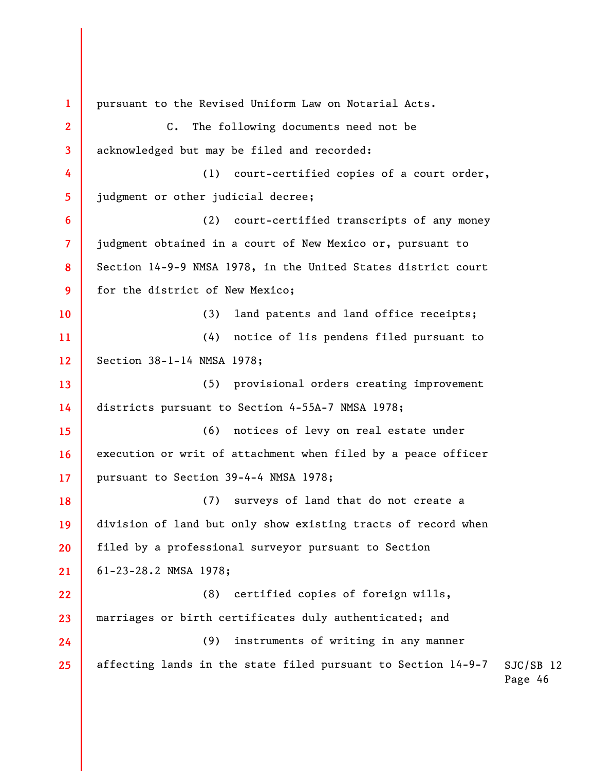pursuant to the Revised Uniform Law on Notarial Acts.

C. The following documents need not be acknowledged but may be filed and recorded:

(1) court-certified copies of a court order, judgment or other judicial decree;

(2) court-certified transcripts of any money judgment obtained in a court of New Mexico or, pursuant to Section 14-9-9 NMSA 1978, in the United States district court for the district of New Mexico;

(3) land patents and land office receipts;

(4) notice of lis pendens filed pursuant to Section 38-1-14 NMSA 1978;

(5) provisional orders creating improvement districts pursuant to Section 4-55A-7 NMSA 1978;

(6) notices of levy on real estate under execution or writ of attachment when filed by a peace officer pursuant to Section 39-4-4 NMSA 1978;

(7) surveys of land that do not create a division of land but only show existing tracts of record when filed by a professional surveyor pursuant to Section 61-23-28.2 NMSA 1978;

(8) certified copies of foreign wills, marriages or birth certificates duly authenticated; and

(9) instruments of writing in any manner affecting lands in the state filed pursuant to Section 14-9-7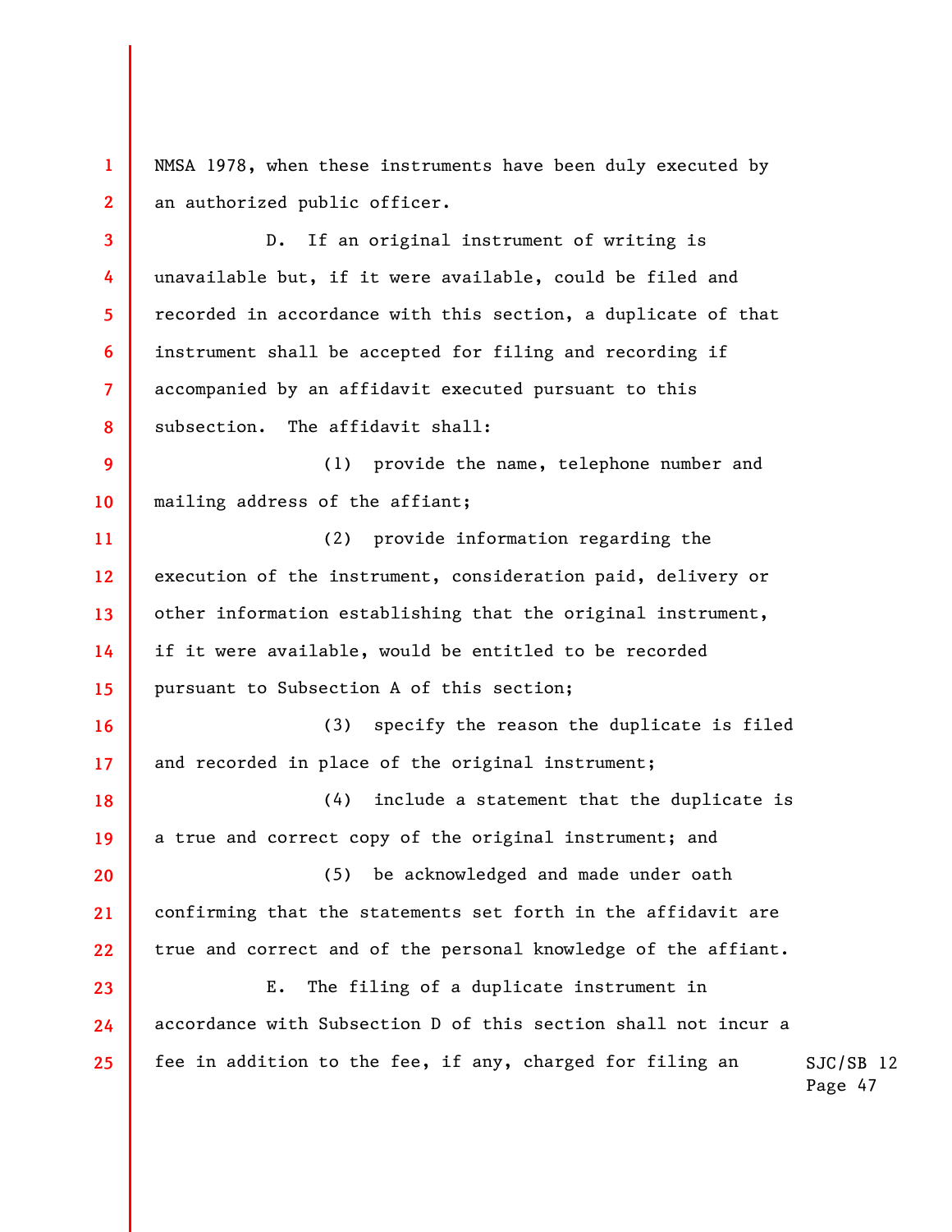NMSA 1978, when these instruments have been duly executed by an authorized public officer.

D. If an original instrument of writing is unavailable but, if it were available, could be filed and recorded in accordance with this section, a duplicate of that instrument shall be accepted for filing and recording if accompanied by an affidavit executed pursuant to this subsection. The affidavit shall:

(1) provide the name, telephone number and mailing address of the affiant;

(2) provide information regarding the execution of the instrument, consideration paid, delivery or other information establishing that the original instrument, if it were available, would be entitled to be recorded pursuant to Subsection A of this section;

(3) specify the reason the duplicate is filed and recorded in place of the original instrument;

(4) include a statement that the duplicate is a true and correct copy of the original instrument; and

(5) be acknowledged and made under oath confirming that the statements set forth in the affidavit are true and correct and of the personal knowledge of the affiant.

E. The filing of a duplicate instrument in accordance with Subsection D of this section shall not incur a fee in addition to the fee, if any, charged for filing an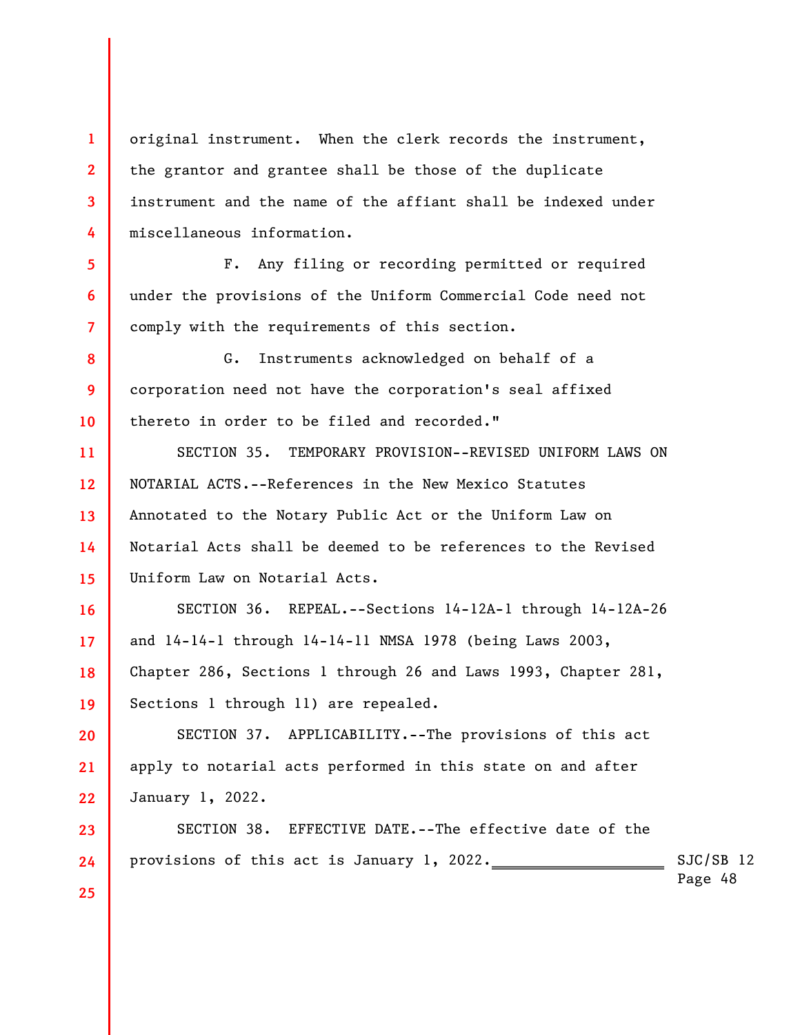original instrument. When the clerk records the instrument, the grantor and grantee shall be those of the duplicate instrument and the name of the affiant shall be indexed under miscellaneous information.

F. Any filing or recording permitted or required under the provisions of the Uniform Commercial Code need not comply with the requirements of this section.

G. Instruments acknowledged on behalf of a corporation need not have the corporation's seal affixed thereto in order to be filed and recorded."

SECTION 35. TEMPORARY PROVISION--REVISED UNIFORM LAWS ON NOTARIAL ACTS.--References in the New Mexico Statutes Annotated to the Notary Public Act or the Uniform Law on Notarial Acts shall be deemed to be references to the Revised Uniform Law on Notarial Acts.

SECTION 36. REPEAL.--Sections 14-12A-1 through 14-12A-26 and 14-14-1 through 14-14-11 NMSA 1978 (being Laws 2003, Chapter 286, Sections 1 through 26 and Laws 1993, Chapter 281, Sections 1 through 11) are repealed.

SECTION 37. APPLICABILITY.--The provisions of this act apply to notarial acts performed in this state on and after January 1, 2022.

SECTION 38. EFFECTIVE DATE.--The effective date of the provisions of this act is January 1, 2022.